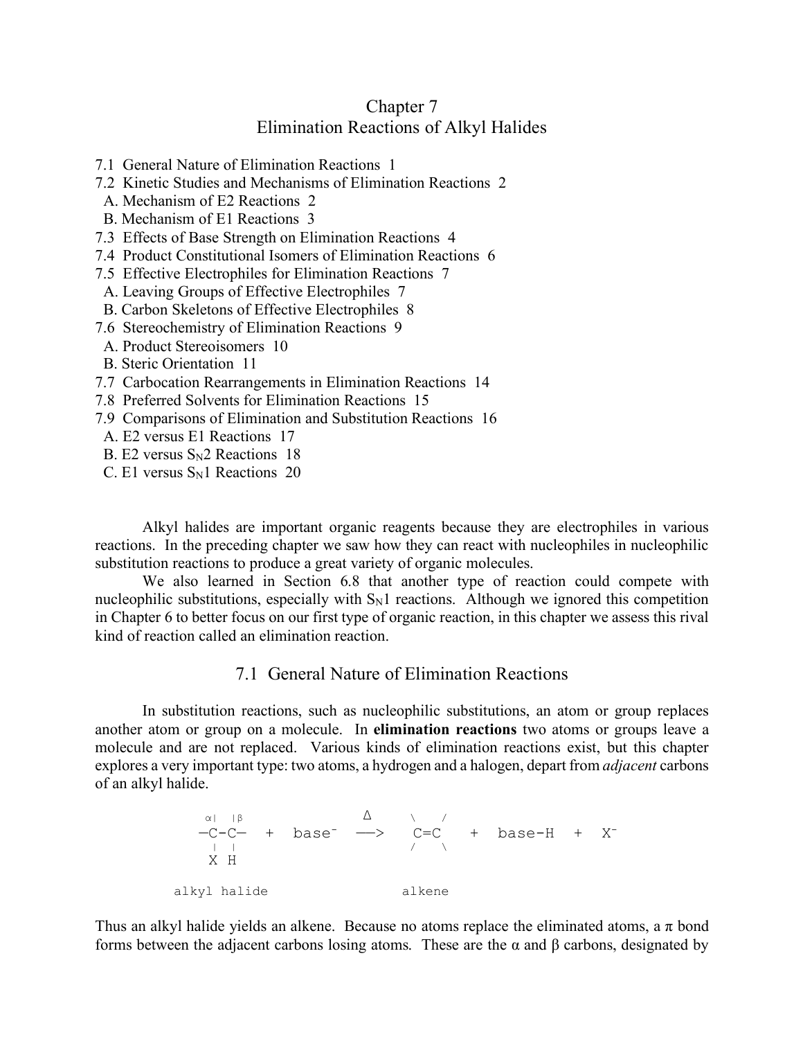# Chapter 7
# Elimination Reactions of Alkyl Halides

7.1 General Nature of Elimination Reactions 1
7.2 Kinetic Studies and Mechanisms of Elimination Reactions 2
  A. Mechanism of E2 Reactions 2
  B. Mechanism of E1 Reactions 3
7.3 Effects of Base Strength on Elimination Reactions 4
7.4 Product Constitutional Isomers of Elimination Reactions 6
7.5 Effective Electrophiles for Elimination Reactions 7
  A. Leaving Groups of Effective Electrophiles 7
  B. Carbon Skeletons of Effective Electrophiles 8
7.6 Stereochemistry of Elimination Reactions 9
  A. Product Stereoisomers 10
  B. Steric Orientation 11
7.7 Carbocation Rearrangements in Elimination Reactions 14
7.8 Preferred Solvents for Elimination Reactions 15
7.9 Comparisons of Elimination and Substitution Reactions 16
  A. E2 versus E1 Reactions 17
  B. E2 versus $S_N2$ Reactions 18
  C. E1 versus $S_N1$ Reactions 20

Alkyl halides are important organic reagents because they are electrophiles in various reactions. In the preceding chapter we saw how they can react with nucleophiles in nucleophilic substitution reactions to produce a great variety of organic molecules.

We also learned in Section 6.8 that another type of reaction could compete with nucleophilic substitutions, especially with $S_N1$ reactions. Although we ignored this competition in Chapter 6 to better focus on our first type of organic reaction, in this chapter we assess this rival kind of reaction called an elimination reaction.

## 7.1 General Nature of Elimination Reactions

In substitution reactions, such as nucleophilic substitutions, an atom or group replaces another atom or group on a molecule. In **elimination reactions** two atoms or groups leave a molecule and are not replaced. Various kinds of elimination reactions exist, but this chapter explores a very important type: two atoms, a hydrogen and a halogen, depart from *adjacent* carbons of an alkyl halide.

```
     α|  |β                    Δ      \    /
    —C-C—   +   base⁻   ——>    C=C    +   base-H   +   X⁻
     |  |                             /    \
     X  H

  alkyl halide                      alkene
```

Thus an alkyl halide yields an alkene. Because no atoms replace the eliminated atoms, a π bond forms between the adjacent carbons losing atoms. These are the α and β carbons, designated by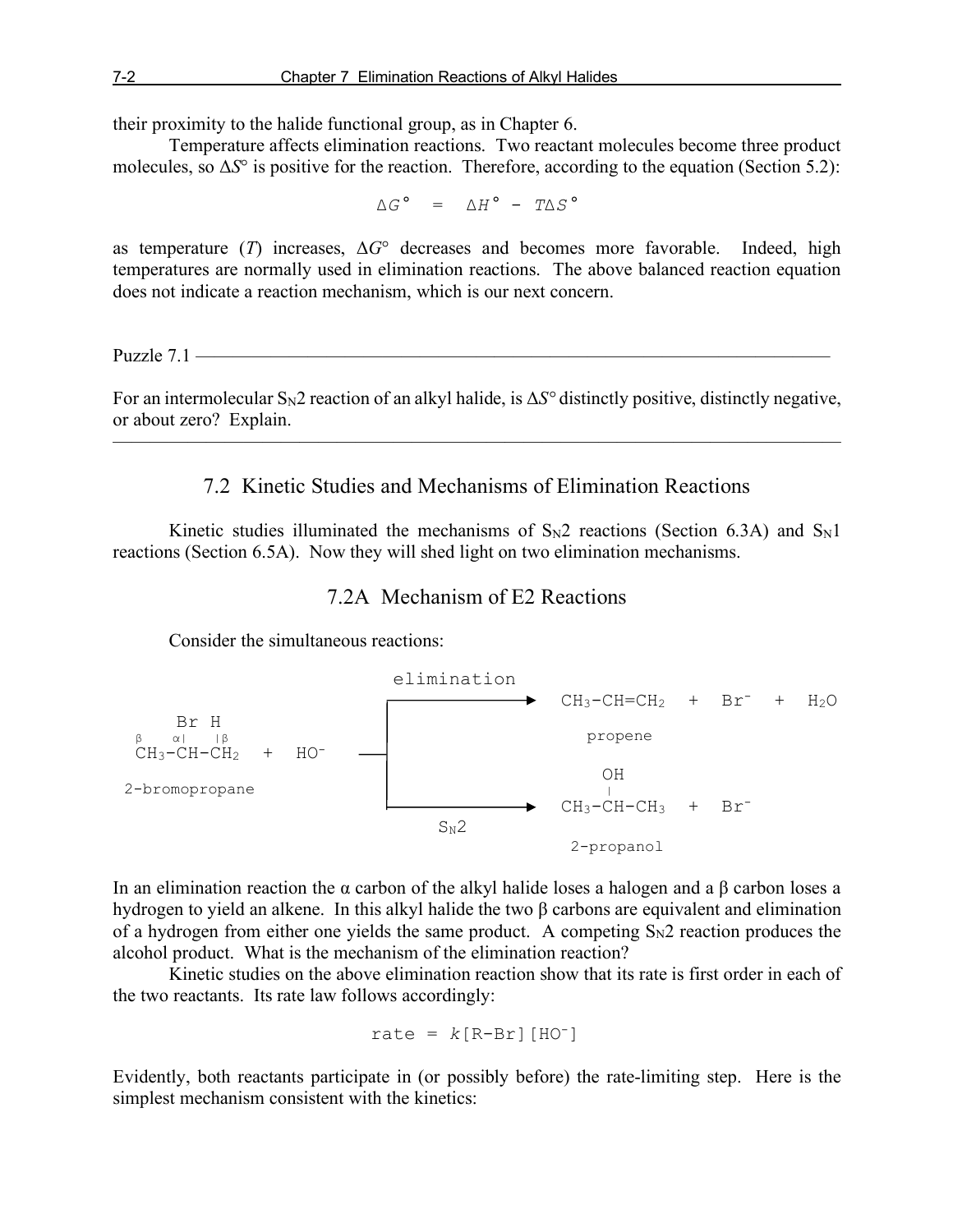their proximity to the halide functional group, as in Chapter 6.

Temperature affects elimination reactions. Two reactant molecules become three product molecules, so $\Delta S°$ is positive for the reaction. Therefore, according to the equation (Section 5.2):

$$\Delta G° = \Delta H° - T\Delta S°$$

as temperature ($T$) increases, $\Delta G°$ decreases and becomes more favorable. Indeed, high temperatures are normally used in elimination reactions. The above balanced reaction equation does not indicate a reaction mechanism, which is our next concern.

---

Puzzle 7.1

For an intermolecular $S_N2$ reaction of an alkyl halide, is $\Delta S°$ distinctly positive, distinctly negative, or about zero? Explain.

---

## 7.2 Kinetic Studies and Mechanisms of Elimination Reactions

Kinetic studies illuminated the mechanisms of $S_N2$ reactions (Section 6.3A) and $S_N1$ reactions (Section 6.5A). Now they will shed light on two elimination mechanisms.

### 7.2A Mechanism of E2 Reactions

Consider the simultaneous reactions:

```
      Br H                   elimination
 β   α|  |β               ───────────────►  CH3-CH=CH2  +  Br⁻  +  H2O
 CH3-CH-CH2  +  HO⁻  ──┤                       propene
                       │                          OH
 2-bromopropane        │                          |
                        ───────────────►  CH3-CH-CH3  +  Br⁻
                              SN2                2-propanol
```

In an elimination reaction the α carbon of the alkyl halide loses a halogen and a β carbon loses a hydrogen to yield an alkene. In this alkyl halide the two β carbons are equivalent and elimination of a hydrogen from either one yields the same product. A competing $S_N2$ reaction produces the alcohol product. What is the mechanism of the elimination reaction?

Kinetic studies on the above elimination reaction show that its rate is first order in each of the two reactants. Its rate law follows accordingly:

$$\text{rate} = k[\text{R-Br}][\text{HO}^-]$$

Evidently, both reactants participate in (or possibly before) the rate-limiting step. Here is the simplest mechanism consistent with the kinetics: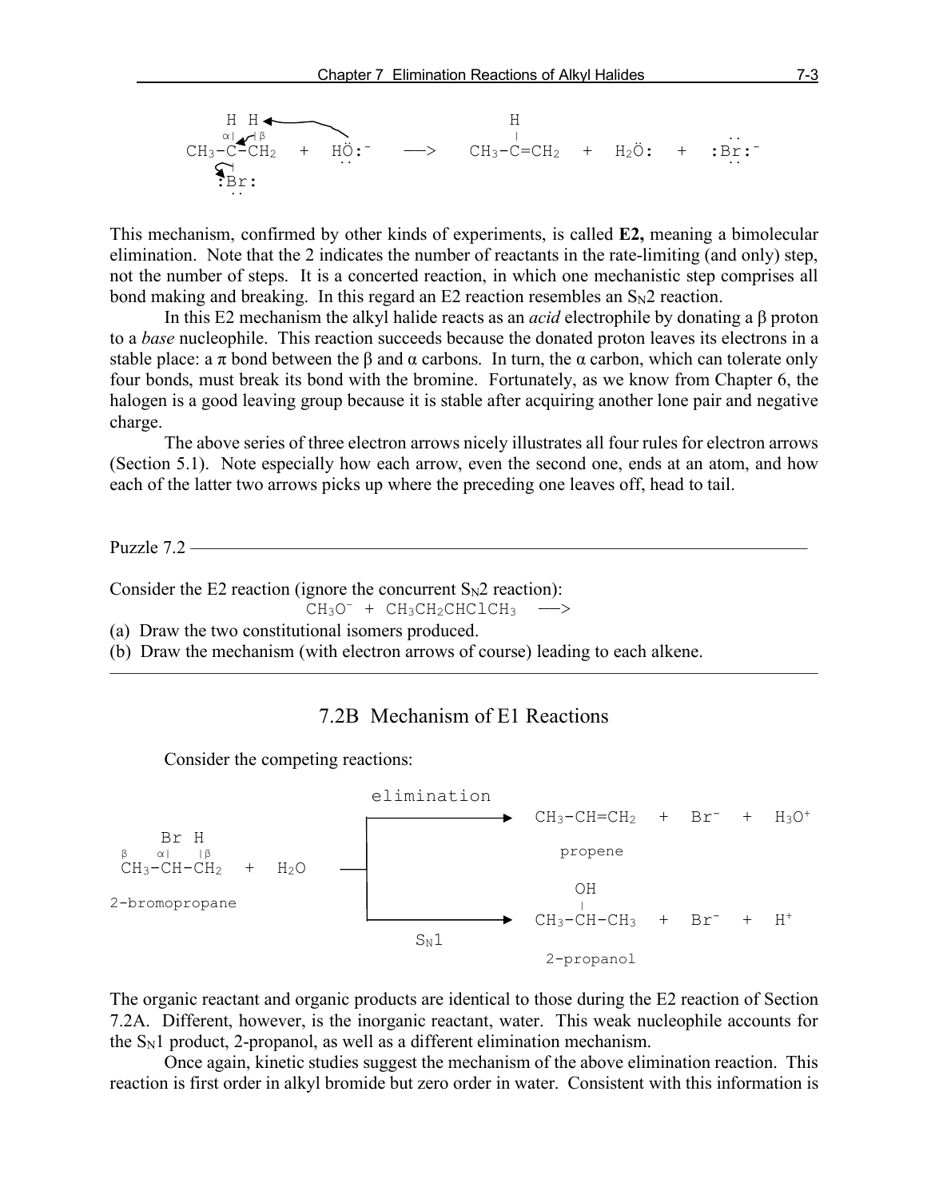```
     H  H ◄───────╮
     α|  |β         ╲                      H                        ..
CH3-C-CH2   +   HÖ:⁻    ──>    CH3-C=CH2   +   H2Ö:   +   :Br:⁻
     |                ..                                            ..
    :Br:
     ..
```

This mechanism, confirmed by other kinds of experiments, is called **E2,** meaning a bimolecular elimination. Note that the 2 indicates the number of reactants in the rate-limiting (and only) step, not the number of steps. It is a concerted reaction, in which one mechanistic step comprises all bond making and breaking. In this regard an E2 reaction resembles an $S_N2$ reaction.

In this E2 mechanism the alkyl halide reacts as an *acid* electrophile by donating a β proton to a *base* nucleophile. This reaction succeeds because the donated proton leaves its electrons in a stable place: a π bond between the β and α carbons. In turn, the α carbon, which can tolerate only four bonds, must break its bond with the bromine. Fortunately, as we know from Chapter 6, the halogen is a good leaving group because it is stable after acquiring another lone pair and negative charge.

The above series of three electron arrows nicely illustrates all four rules for electron arrows (Section 5.1). Note especially how each arrow, even the second one, ends at an atom, and how each of the latter two arrows picks up where the preceding one leaves off, head to tail.

---

Puzzle 7.2

Consider the E2 reaction (ignore the concurrent $S_N2$ reaction):

$$CH_3O^- + CH_3CH_2CHClCH_3 \longrightarrow$$

(a) Draw the two constitutional isomers produced.
(b) Draw the mechanism (with electron arrows of course) leading to each alkene.

---

## 7.2B Mechanism of E1 Reactions

Consider the competing reactions:

```
                              elimination
                          ┌─────────────────►  CH3-CH=CH2   +   Br⁻   +   H3O⁺
    Br  H                 │
 β   α|  |β               │                       propene
 CH3-CH-CH2   +   H2O   ──┤
                          │                        OH
 2-bromopropane           │                        |
                          └─────────────────►  CH3-CH-CH3   +   Br⁻   +   H⁺
                                  SN1
                                                  2-propanol
```

The organic reactant and organic products are identical to those during the E2 reaction of Section 7.2A. Different, however, is the inorganic reactant, water. This weak nucleophile accounts for the $S_N1$ product, 2-propanol, as well as a different elimination mechanism.

Once again, kinetic studies suggest the mechanism of the above elimination reaction. This reaction is first order in alkyl bromide but zero order in water. Consistent with this information is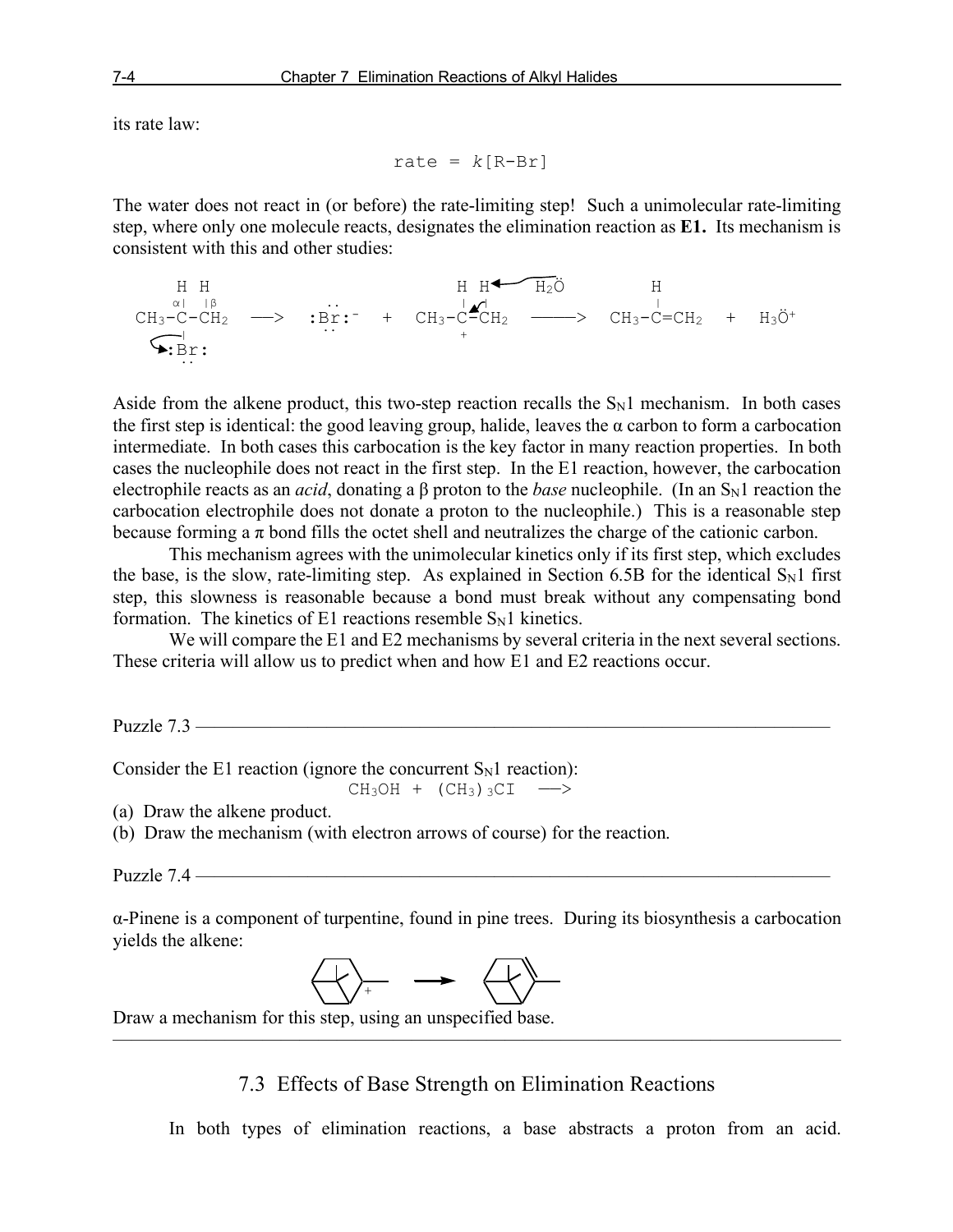its rate law:

$$\text{rate} = k[\text{R-Br}]$$

The water does not react in (or before) the rate-limiting step! Such a unimolecular rate-limiting step, where only one molecule reacts, designates the elimination reaction as **E1.** Its mechanism is consistent with this and other studies:

```
     H  H                              H  H<----H2Ö         H
     α| |β                             |  |                 |
  CH3-C-CH2  --->  :Br:-  +  CH3-C-CH2  --->  CH3-C=CH2  +  H3Ö+
      |                            +
     :Br:
```

Aside from the alkene product, this two-step reaction recalls the $S_N1$ mechanism. In both cases the first step is identical: the good leaving group, halide, leaves the α carbon to form a carbocation intermediate. In both cases this carbocation is the key factor in many reaction properties. In both cases the nucleophile does not react in the first step. In the E1 reaction, however, the carbocation electrophile reacts as an *acid*, donating a β proton to the *base* nucleophile. (In an $S_N1$ reaction the carbocation electrophile does not donate a proton to the nucleophile.) This is a reasonable step because forming a π bond fills the octet shell and neutralizes the charge of the cationic carbon.

This mechanism agrees with the unimolecular kinetics only if its first step, which excludes the base, is the slow, rate-limiting step. As explained in Section 6.5B for the identical $S_N1$ first step, this slowness is reasonable because a bond must break without any compensating bond formation. The kinetics of E1 reactions resemble $S_N1$ kinetics.

We will compare the E1 and E2 mechanisms by several criteria in the next several sections. These criteria will allow us to predict when and how E1 and E2 reactions occur.

---

Puzzle 7.3

Consider the E1 reaction (ignore the concurrent $S_N1$ reaction):

$$CH_3OH + (CH_3)_3CI \longrightarrow$$

(a) Draw the alkene product.
(b) Draw the mechanism (with electron arrows of course) for the reaction.

Puzzle 7.4

α-Pinene is a component of turpentine, found in pine trees. During its biosynthesis a carbocation yields the alkene:

Draw a mechanism for this step, using an unspecified base.

---

## 7.3 Effects of Base Strength on Elimination Reactions

In both types of elimination reactions, a base abstracts a proton from an acid.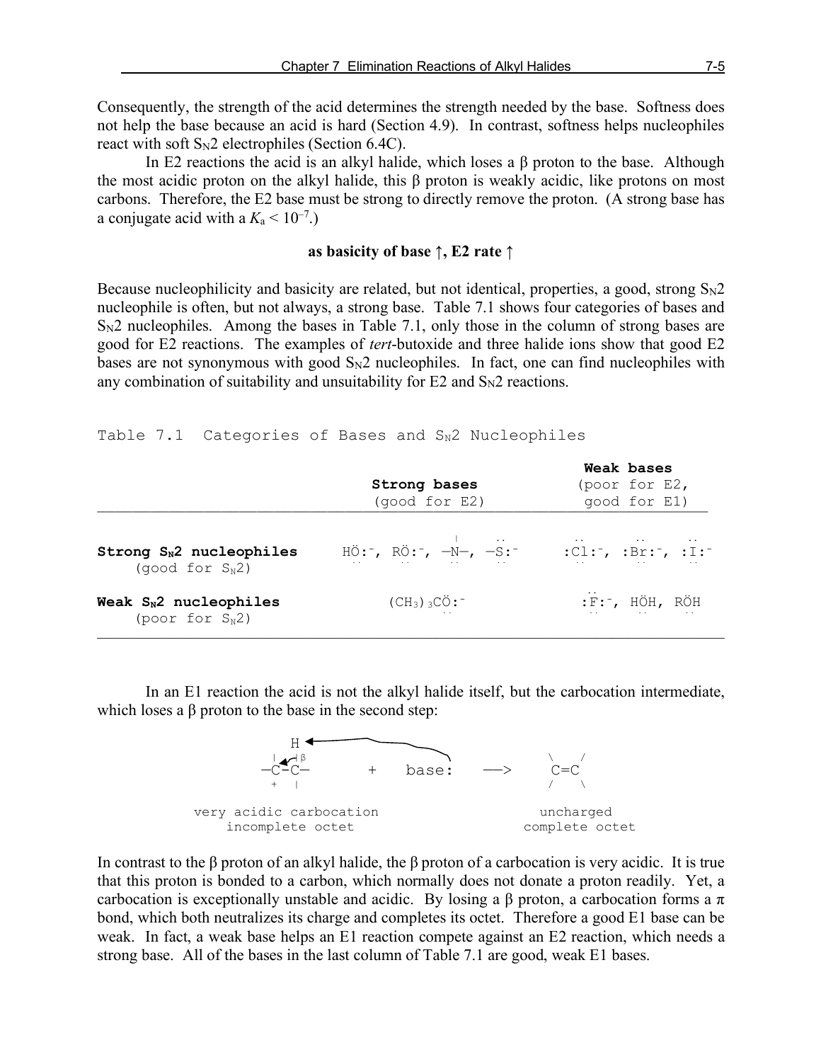Consequently, the strength of the acid determines the strength needed by the base. Softness does not help the base because an acid is hard (Section 4.9). In contrast, softness helps nucleophiles react with soft $S_N2$ electrophiles (Section 6.4C).

In E2 reactions the acid is an alkyl halide, which loses a β proton to the base. Although the most acidic proton on the alkyl halide, this β proton is weakly acidic, like protons on most carbons. Therefore, the E2 base must be strong to directly remove the proton. (A strong base has a conjugate acid with a $K_a < 10^{-7}$.)

**as basicity of base ↑, E2 rate ↑**

Because nucleophilicity and basicity are related, but not identical, properties, a good, strong $S_N2$ nucleophile is often, but not always, a strong base. Table 7.1 shows four categories of bases and $S_N2$ nucleophiles. Among the bases in Table 7.1, only those in the column of strong bases are good for E2 reactions. The examples of *tert*-butoxide and three halide ions show that good E2 bases are not synonymous with good $S_N2$ nucleophiles. In fact, one can find nucleophiles with any combination of suitability and unsuitability for E2 and $S_N2$ reactions.

Table 7.1 Categories of Bases and $S_N2$ Nucleophiles

| | **Strong bases** (good for E2) | **Weak bases** (poor for E2, good for E1) |
|---|---|---|
| **Strong $S_N2$ nucleophiles** (good for $S_N2$) | $HO^-$, $RO^-$, $-N^-$, $-S^-$ | $Cl^-$, $Br^-$, $I^-$ |
| **Weak $S_N2$ nucleophiles** (poor for $S_N2$) | $(CH_3)_3CO^-$ | $F^-$, HOH, ROH |

In an E1 reaction the acid is not the alkyl halide itself, but the carbocation intermediate, which loses a β proton to the base in the second step:

```
   H ◄──────────────╮
   |  β              |
 —C⁺–C—      +     base:     ──>     C=C
      |
very acidic carbocation           uncharged
   incomplete octet             complete octet
```

In contrast to the β proton of an alkyl halide, the β proton of a carbocation is very acidic. It is true that this proton is bonded to a carbon, which normally does not donate a proton readily. Yet, a carbocation is exceptionally unstable and acidic. By losing a β proton, a carbocation forms a π bond, which both neutralizes its charge and completes its octet. Therefore a good E1 base can be weak. In fact, a weak base helps an E1 reaction compete against an E2 reaction, which needs a strong base. All of the bases in the last column of Table 7.1 are good, weak E1 bases.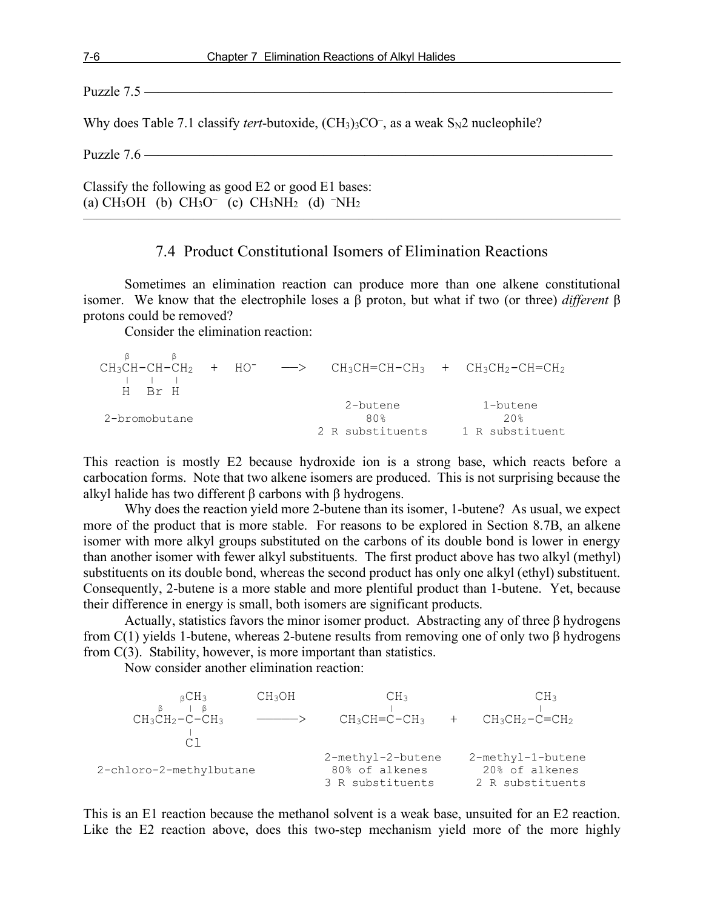Puzzle 7.5

Why does Table 7.1 classify *tert*-butoxide, $(CH_3)_3CO^-$, as a weak $S_N2$ nucleophile?

Puzzle 7.6

Classify the following as good E2 or good E1 bases:
(a) $CH_3OH$ (b) $CH_3O^-$ (c) $CH_3NH_2$ (d) $^-NH_2$

---

## 7.4 Product Constitutional Isomers of Elimination Reactions

Sometimes an elimination reaction can produce more than one alkene constitutional isomer. We know that the electrophile loses a β proton, but what if two (or three) *different* β protons could be removed?

Consider the elimination reaction:

```
     β         β
 CH3CH-CH-CH2   +   HO-    -->   CH3CH=CH-CH3   +   CH3CH2-CH=CH2
     |   |   |
     H  Br  H
                                   2-butene            1-butene
  2-bromobutane                      80%                 20%
                                2 R substituents     1 R substituent
```

This reaction is mostly E2 because hydroxide ion is a strong base, which reacts before a carbocation forms. Note that two alkene isomers are produced. This is not surprising because the alkyl halide has two different β carbons with β hydrogens.

Why does the reaction yield more 2-butene than its isomer, 1-butene? As usual, we expect more of the product that is more stable. For reasons to be explored in Section 8.7B, an alkene isomer with more alkyl groups substituted on the carbons of its double bond is lower in energy than another isomer with fewer alkyl substituents. The first product above has two alkyl (methyl) substituents on its double bond, whereas the second product has only one alkyl (ethyl) substituent. Consequently, 2-butene is a more stable and more plentiful product than 1-butene. Yet, because their difference in energy is small, both isomers are significant products.

Actually, statistics favors the minor isomer product. Abstracting any of three β hydrogens from C(1) yields 1-butene, whereas 2-butene results from removing one of only two β hydrogens from C(3). Stability, however, is more important than statistics.

Now consider another elimination reaction:

```
          βCH3         CH3OH           CH3                    CH3
      β    |  β                         |                      |
   CH3CH2-C-CH3       ------->     CH3CH=C-CH3     +     CH3CH2-C=CH2
           |
           Cl
                                 2-methyl-2-butene     2-methyl-1-butene
 2-chloro-2-methylbutane          80% of alkenes        20% of alkenes
                                  3 R substituents      2 R substituents
```

This is an E1 reaction because the methanol solvent is a weak base, unsuited for an E2 reaction. Like the E2 reaction above, does this two-step mechanism yield more of the more highly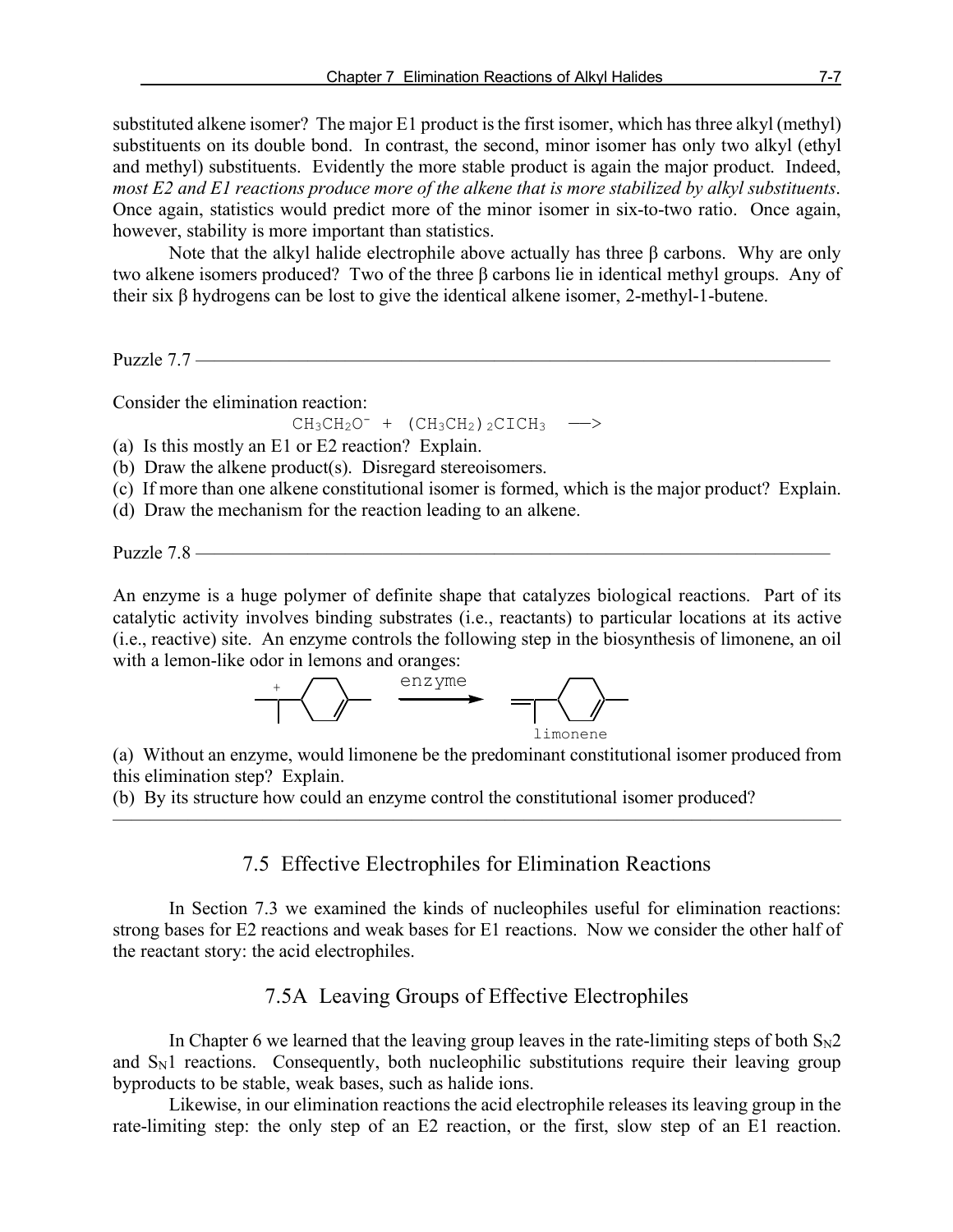substituted alkene isomer? The major E1 product is the first isomer, which has three alkyl (methyl) substituents on its double bond. In contrast, the second, minor isomer has only two alkyl (ethyl and methyl) substituents. Evidently the more stable product is again the major product. Indeed, *most E2 and E1 reactions produce more of the alkene that is more stabilized by alkyl substituents*. Once again, statistics would predict more of the minor isomer in six-to-two ratio. Once again, however, stability is more important than statistics.

Note that the alkyl halide electrophile above actually has three β carbons. Why are only two alkene isomers produced? Two of the three β carbons lie in identical methyl groups. Any of their six β hydrogens can be lost to give the identical alkene isomer, 2-methyl-1-butene.

---

Puzzle 7.7

Consider the elimination reaction:

$$CH_3CH_2O^- + (CH_3CH_2)_2CClCH_3 \longrightarrow$$

(a) Is this mostly an E1 or E2 reaction? Explain.
(b) Draw the alkene product(s). Disregard stereoisomers.
(c) If more than one alkene constitutional isomer is formed, which is the major product? Explain.
(d) Draw the mechanism for the reaction leading to an alkene.

---

Puzzle 7.8

An enzyme is a huge polymer of definite shape that catalyzes biological reactions. Part of its catalytic activity involves binding substrates (i.e., reactants) to particular locations at its active (i.e., reactive) site. An enzyme controls the following step in the biosynthesis of limonene, an oil with a lemon-like odor in lemons and oranges:

enzyme

limonene

(a) Without an enzyme, would limonene be the predominant constitutional isomer produced from this elimination step? Explain.
(b) By its structure how could an enzyme control the constitutional isomer produced?

---

## 7.5 Effective Electrophiles for Elimination Reactions

In Section 7.3 we examined the kinds of nucleophiles useful for elimination reactions: strong bases for E2 reactions and weak bases for E1 reactions. Now we consider the other half of the reactant story: the acid electrophiles.

### 7.5A Leaving Groups of Effective Electrophiles

In Chapter 6 we learned that the leaving group leaves in the rate-limiting steps of both $S_N2$ and $S_N1$ reactions. Consequently, both nucleophilic substitutions require their leaving group byproducts to be stable, weak bases, such as halide ions.

Likewise, in our elimination reactions the acid electrophile releases its leaving group in the rate-limiting step: the only step of an E2 reaction, or the first, slow step of an E1 reaction.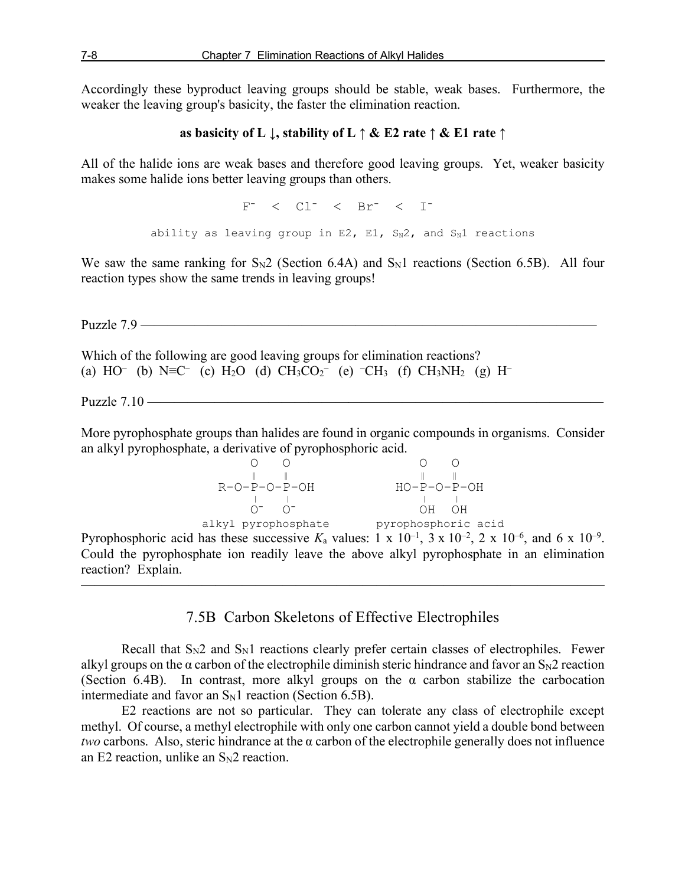Accordingly these byproduct leaving groups should be stable, weak bases. Furthermore, the weaker the leaving group's basicity, the faster the elimination reaction.

**as basicity of L ↓, stability of L ↑ & E2 rate ↑ & E1 rate ↑**

All of the halide ions are weak bases and therefore good leaving groups. Yet, weaker basicity makes some halide ions better leaving groups than others.

$$F^- < Cl^- < Br^- < I^-$$

ability as leaving group in E2, E1, $S_N2$, and $S_N1$ reactions

We saw the same ranking for $S_N2$ (Section 6.4A) and $S_N1$ reactions (Section 6.5B). All four reaction types show the same trends in leaving groups!

---

Puzzle 7.9

Which of the following are good leaving groups for elimination reactions?
(a) $HO^-$ (b) $N{\equiv}C^-$ (c) $H_2O$ (d) $CH_3CO_2^-$ (e) $^-CH_3$ (f) $CH_3NH_2$ (g) $H^-$

---

Puzzle 7.10

More pyrophosphate groups than halides are found in organic compounds in organisms. Consider an alkyl pyrophosphate, a derivative of pyrophosphoric acid.

```
      O    O                   O    O
      ‖    ‖                   ‖    ‖
R-O-P-O-P-OH           HO-P-O-P-OH
      |    |                   |    |
      O⁻   O⁻                  OH   OH
 alkyl pyrophosphate      pyrophosphoric acid
```

Pyrophosphoric acid has these successive $K_a$ values: $1 \times 10^{-1}$, $3 \times 10^{-2}$, $2 \times 10^{-6}$, and $6 \times 10^{-9}$. Could the pyrophosphate ion readily leave the above alkyl pyrophosphate in an elimination reaction? Explain.

---

## 7.5B Carbon Skeletons of Effective Electrophiles

Recall that $S_N2$ and $S_N1$ reactions clearly prefer certain classes of electrophiles. Fewer alkyl groups on the α carbon of the electrophile diminish steric hindrance and favor an $S_N2$ reaction (Section 6.4B). In contrast, more alkyl groups on the α carbon stabilize the carbocation intermediate and favor an $S_N1$ reaction (Section 6.5B).

E2 reactions are not so particular. They can tolerate any class of electrophile except methyl. Of course, a methyl electrophile with only one carbon cannot yield a double bond between *two* carbons. Also, steric hindrance at the α carbon of the electrophile generally does not influence an E2 reaction, unlike an $S_N2$ reaction.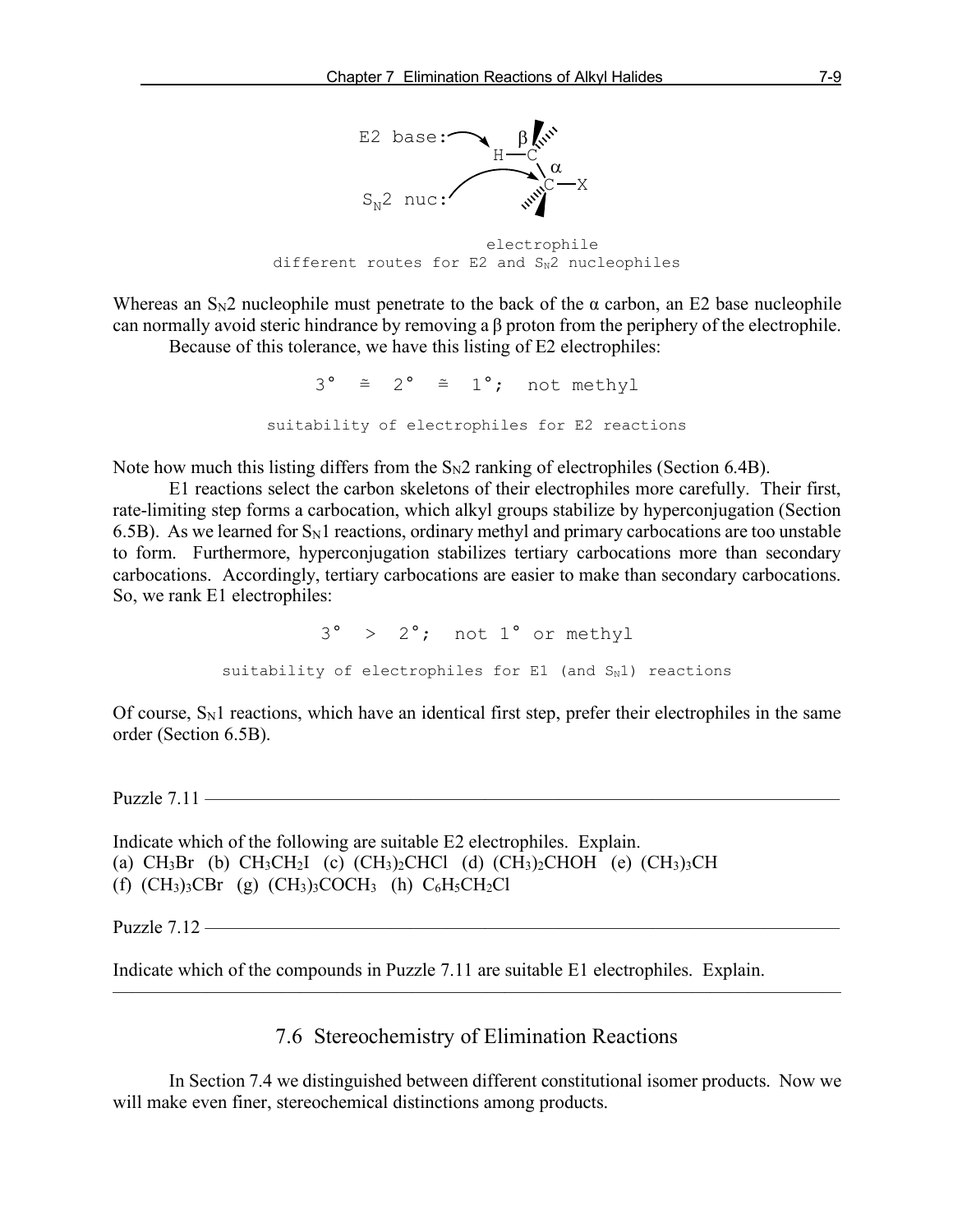E2 base: → H—C(β) ; $S_N2$ nuc: → C(α)—X

electrophile
different routes for E2 and $S_N2$ nucleophiles

Whereas an $S_N2$ nucleophile must penetrate to the back of the α carbon, an E2 base nucleophile can normally avoid steric hindrance by removing a β proton from the periphery of the electrophile.

Because of this tolerance, we have this listing of E2 electrophiles:

$$3° \cong 2° \cong 1°; \text{ not methyl}$$

suitability of electrophiles for E2 reactions

Note how much this listing differs from the $S_N2$ ranking of electrophiles (Section 6.4B).

E1 reactions select the carbon skeletons of their electrophiles more carefully. Their first, rate-limiting step forms a carbocation, which alkyl groups stabilize by hyperconjugation (Section 6.5B). As we learned for $S_N1$ reactions, ordinary methyl and primary carbocations are too unstable to form. Furthermore, hyperconjugation stabilizes tertiary carbocations more than secondary carbocations. Accordingly, tertiary carbocations are easier to make than secondary carbocations. So, we rank E1 electrophiles:

$$3° > 2°; \text{ not } 1° \text{ or methyl}$$

suitability of electrophiles for E1 (and $S_N1$) reactions

Of course, $S_N1$ reactions, which have an identical first step, prefer their electrophiles in the same order (Section 6.5B).

---

Puzzle 7.11

Indicate which of the following are suitable E2 electrophiles. Explain.
(a) $CH_3Br$ (b) $CH_3CH_2I$ (c) $(CH_3)_2CHCl$ (d) $(CH_3)_2CHOH$ (e) $(CH_3)_3CH$
(f) $(CH_3)_3CBr$ (g) $(CH_3)_3COCH_3$ (h) $C_6H_5CH_2Cl$

Puzzle 7.12

Indicate which of the compounds in Puzzle 7.11 are suitable E1 electrophiles. Explain.

---

## 7.6 Stereochemistry of Elimination Reactions

In Section 7.4 we distinguished between different constitutional isomer products. Now we will make even finer, stereochemical distinctions among products.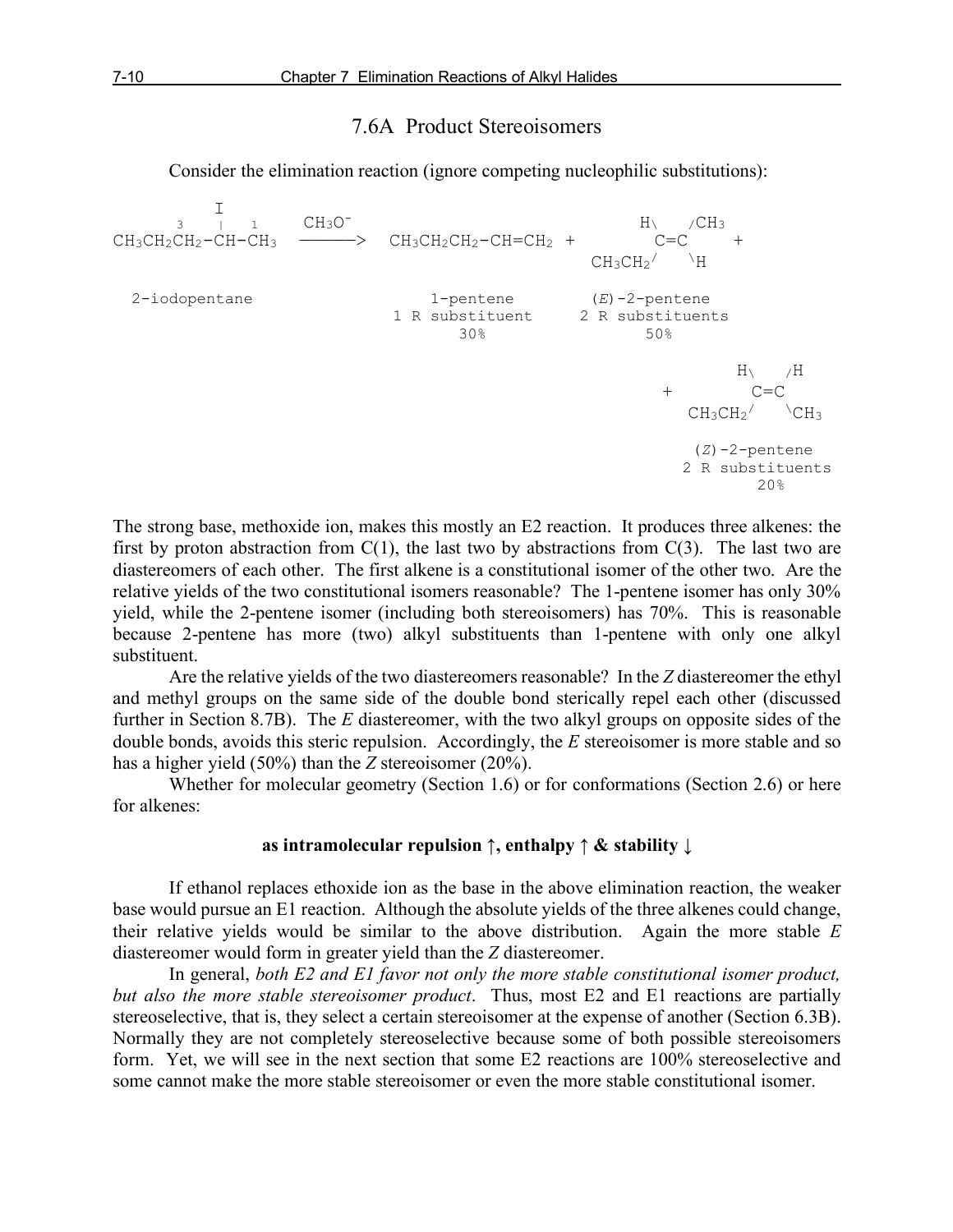## 7.6A Product Stereoisomers

Consider the elimination reaction (ignore competing nucleophilic substitutions):

```
        I
    3   |   1      CH3O-                                      H\    /CH3
CH3CH2CH2-CH-CH3  ------->  CH3CH2CH2-CH=CH2  +                 C=C        +
                                                       CH3CH2/    \H

  2-iodopentane                  1-pentene         (E)-2-pentene
                               1 R substituent    2 R substituents
                                    30%                50%

                                                                 H\    /H
                                                        +          C=C
                                                           CH3CH2/    \CH3

                                                              (Z)-2-pentene
                                                            2 R substituents
                                                                  20%
```

The strong base, methoxide ion, makes this mostly an E2 reaction. It produces three alkenes: the first by proton abstraction from C(1), the last two by abstractions from C(3). The last two are diastereomers of each other. The first alkene is a constitutional isomer of the other two. Are the relative yields of the two constitutional isomers reasonable? The 1-pentene isomer has only 30% yield, while the 2-pentene isomer (including both stereoisomers) has 70%. This is reasonable because 2-pentene has more (two) alkyl substituents than 1-pentene with only one alkyl substituent.

Are the relative yields of the two diastereomers reasonable? In the *Z* diastereomer the ethyl and methyl groups on the same side of the double bond sterically repel each other (discussed further in Section 8.7B). The *E* diastereomer, with the two alkyl groups on opposite sides of the double bonds, avoids this steric repulsion. Accordingly, the *E* stereoisomer is more stable and so has a higher yield (50%) than the *Z* stereoisomer (20%).

Whether for molecular geometry (Section 1.6) or for conformations (Section 2.6) or here for alkenes:

**as intramolecular repulsion ↑, enthalpy ↑ & stability ↓**

If ethanol replaces ethoxide ion as the base in the above elimination reaction, the weaker base would pursue an E1 reaction. Although the absolute yields of the three alkenes could change, their relative yields would be similar to the above distribution. Again the more stable *E* diastereomer would form in greater yield than the *Z* diastereomer.

In general, *both E2 and E1 favor not only the more stable constitutional isomer product, but also the more stable stereoisomer product*. Thus, most E2 and E1 reactions are partially stereoselective, that is, they select a certain stereoisomer at the expense of another (Section 6.3B). Normally they are not completely stereoselective because some of both possible stereoisomers form. Yet, we will see in the next section that some E2 reactions are 100% stereoselective and some cannot make the more stable stereoisomer or even the more stable constitutional isomer.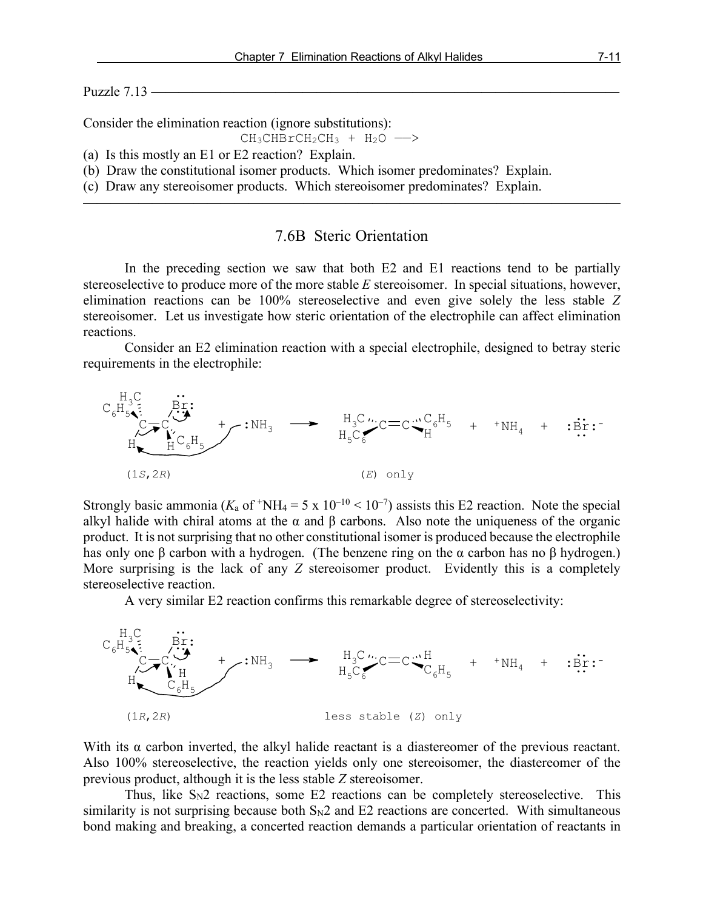Puzzle 7.13

Consider the elimination reaction (ignore substitutions):

$$CH_3CHBrCH_2CH_3 + H_2O \longrightarrow$$

(a) Is this mostly an E1 or E2 reaction? Explain.
(b) Draw the constitutional isomer products. Which isomer predominates? Explain.
(c) Draw any stereoisomer products. Which stereoisomer predominates? Explain.

## 7.6B Steric Orientation

In the preceding section we saw that both E2 and E1 reactions tend to be partially stereoselective to produce more of the more stable *E* stereoisomer. In special situations, however, elimination reactions can be 100% stereoselective and even give solely the less stable *Z* stereoisomer. Let us investigate how steric orientation of the electrophile can affect elimination reactions.

Consider an E2 elimination reaction with a special electrophile, designed to betray steric requirements in the electrophile:

(1*S*,2*R*) + :$NH_3$ ⟶ (*E*) only + $^+NH_4$ + :Br:$^-$

Strongly basic ammonia ($K_a$ of $^+NH_4 = 5 \times 10^{-10} < 10^{-7}$) assists this E2 reaction. Note the special alkyl halide with chiral atoms at the α and β carbons. Also note the uniqueness of the organic product. It is not surprising that no other constitutional isomer is produced because the electrophile has only one β carbon with a hydrogen. (The benzene ring on the α carbon has no β hydrogen.) More surprising is the lack of any *Z* stereoisomer product. Evidently this is a completely stereoselective reaction.

A very similar E2 reaction confirms this remarkable degree of stereoselectivity:

(1*R*,2*R*) + :$NH_3$ ⟶ less stable (*Z*) only + $^+NH_4$ + :Br:$^-$

With its α carbon inverted, the alkyl halide reactant is a diastereomer of the previous reactant. Also 100% stereoselective, the reaction yields only one stereoisomer, the diastereomer of the previous product, although it is the less stable *Z* stereoisomer.

Thus, like $S_N2$ reactions, some E2 reactions can be completely stereoselective. This similarity is not surprising because both $S_N2$ and E2 reactions are concerted. With simultaneous bond making and breaking, a concerted reaction demands a particular orientation of reactants in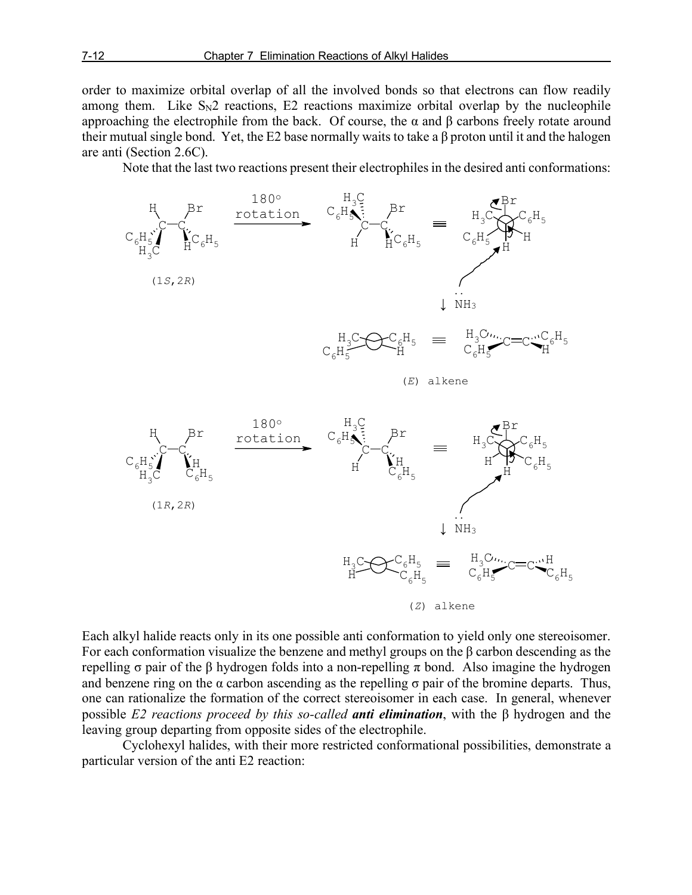order to maximize orbital overlap of all the involved bonds so that electrons can flow readily among them. Like $S_N2$ reactions, E2 reactions maximize orbital overlap by the nucleophile approaching the electrophile from the back. Of course, the α and β carbons freely rotate around their mutual single bond. Yet, the E2 base normally waits to take a β proton until it and the halogen are anti (Section 2.6C).

Note that the last two reactions present their electrophiles in the desired anti conformations:

(1*S*,2*R*) — 180° rotation — $NH_3$ — (*E*) alkene

(1*R*,2*R*) — 180° rotation — $NH_3$ — (*Z*) alkene

Each alkyl halide reacts only in its one possible anti conformation to yield only one stereoisomer. For each conformation visualize the benzene and methyl groups on the β carbon descending as the repelling σ pair of the β hydrogen folds into a non-repelling π bond. Also imagine the hydrogen and benzene ring on the α carbon ascending as the repelling σ pair of the bromine departs. Thus, one can rationalize the formation of the correct stereoisomer in each case. In general, whenever possible *E2 reactions proceed by this so-called* ***anti elimination***, with the β hydrogen and the leaving group departing from opposite sides of the electrophile.

Cyclohexyl halides, with their more restricted conformational possibilities, demonstrate a particular version of the anti E2 reaction: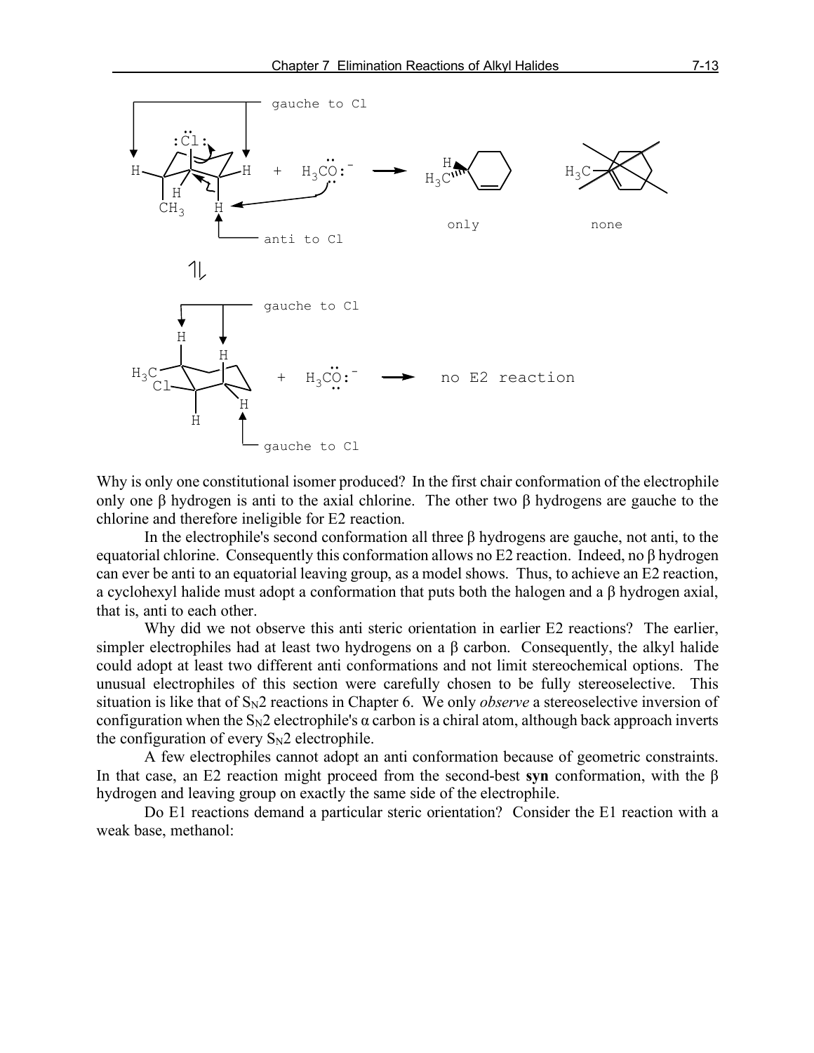Why is only one constitutional isomer produced? In the first chair conformation of the electrophile only one β hydrogen is anti to the axial chlorine. The other two β hydrogens are gauche to the chlorine and therefore ineligible for E2 reaction.

In the electrophile's second conformation all three β hydrogens are gauche, not anti, to the equatorial chlorine. Consequently this conformation allows no E2 reaction. Indeed, no β hydrogen can ever be anti to an equatorial leaving group, as a model shows. Thus, to achieve an E2 reaction, a cyclohexyl halide must adopt a conformation that puts both the halogen and a β hydrogen axial, that is, anti to each other.

Why did we not observe this anti steric orientation in earlier E2 reactions? The earlier, simpler electrophiles had at least two hydrogens on a β carbon. Consequently, the alkyl halide could adopt at least two different anti conformations and not limit stereochemical options. The unusual electrophiles of this section were carefully chosen to be fully stereoselective. This situation is like that of $S_N2$ reactions in Chapter 6. We only *observe* a stereoselective inversion of configuration when the $S_N2$ electrophile's α carbon is a chiral atom, although back approach inverts the configuration of every $S_N2$ electrophile.

A few electrophiles cannot adopt an anti conformation because of geometric constraints. In that case, an E2 reaction might proceed from the second-best **syn** conformation, with the β hydrogen and leaving group on exactly the same side of the electrophile.

Do E1 reactions demand a particular steric orientation? Consider the E1 reaction with a weak base, methanol: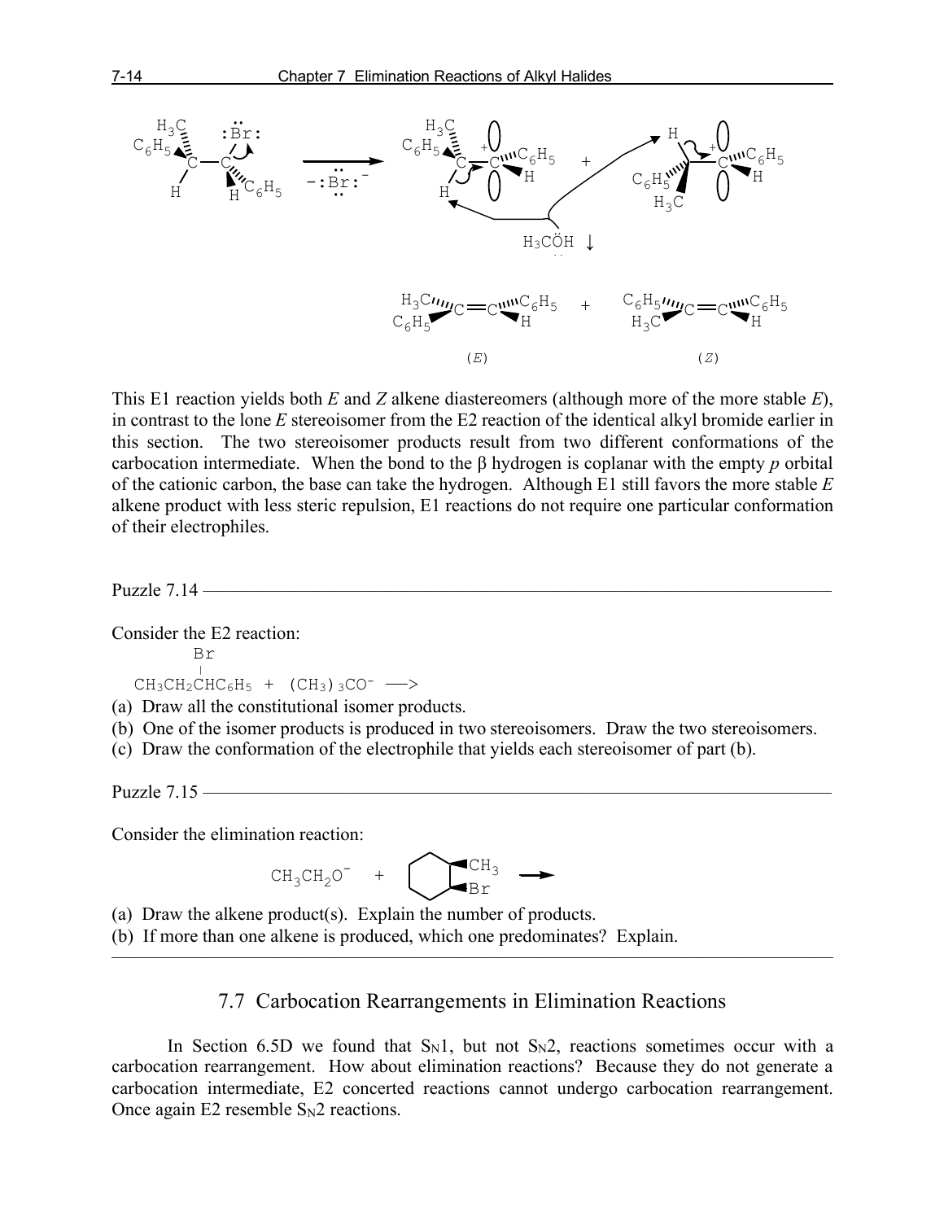This E1 reaction yields both *E* and *Z* alkene diastereomers (although more of the more stable *E*), in contrast to the lone *E* stereoisomer from the E2 reaction of the identical alkyl bromide earlier in this section. The two stereoisomer products result from two different conformations of the carbocation intermediate. When the bond to the β hydrogen is coplanar with the empty *p* orbital of the cationic carbon, the base can take the hydrogen. Although E1 still favors the more stable *E* alkene product with less steric repulsion, E1 reactions do not require one particular conformation of their electrophiles.

---

Puzzle 7.14

Consider the E2 reaction:

$$CH_3CH_2CH(Br)C_6H_5 + (CH_3)_3CO^- \longrightarrow$$

(a) Draw all the constitutional isomer products.
(b) One of the isomer products is produced in two stereoisomers. Draw the two stereoisomers.
(c) Draw the conformation of the electrophile that yields each stereoisomer of part (b).

---

Puzzle 7.15

Consider the elimination reaction:

$$CH_3CH_2O^- \; + \; \text{(cyclohexane with } CH_3 \text{ and Br on adjacent carbons)} \longrightarrow$$

(a) Draw the alkene product(s). Explain the number of products.
(b) If more than one alkene is produced, which one predominates? Explain.

---

## 7.7 Carbocation Rearrangements in Elimination Reactions

In Section 6.5D we found that $S_N1$, but not $S_N2$, reactions sometimes occur with a carbocation rearrangement. How about elimination reactions? Because they do not generate a carbocation intermediate, E2 concerted reactions cannot undergo carbocation rearrangement. Once again E2 resemble $S_N2$ reactions.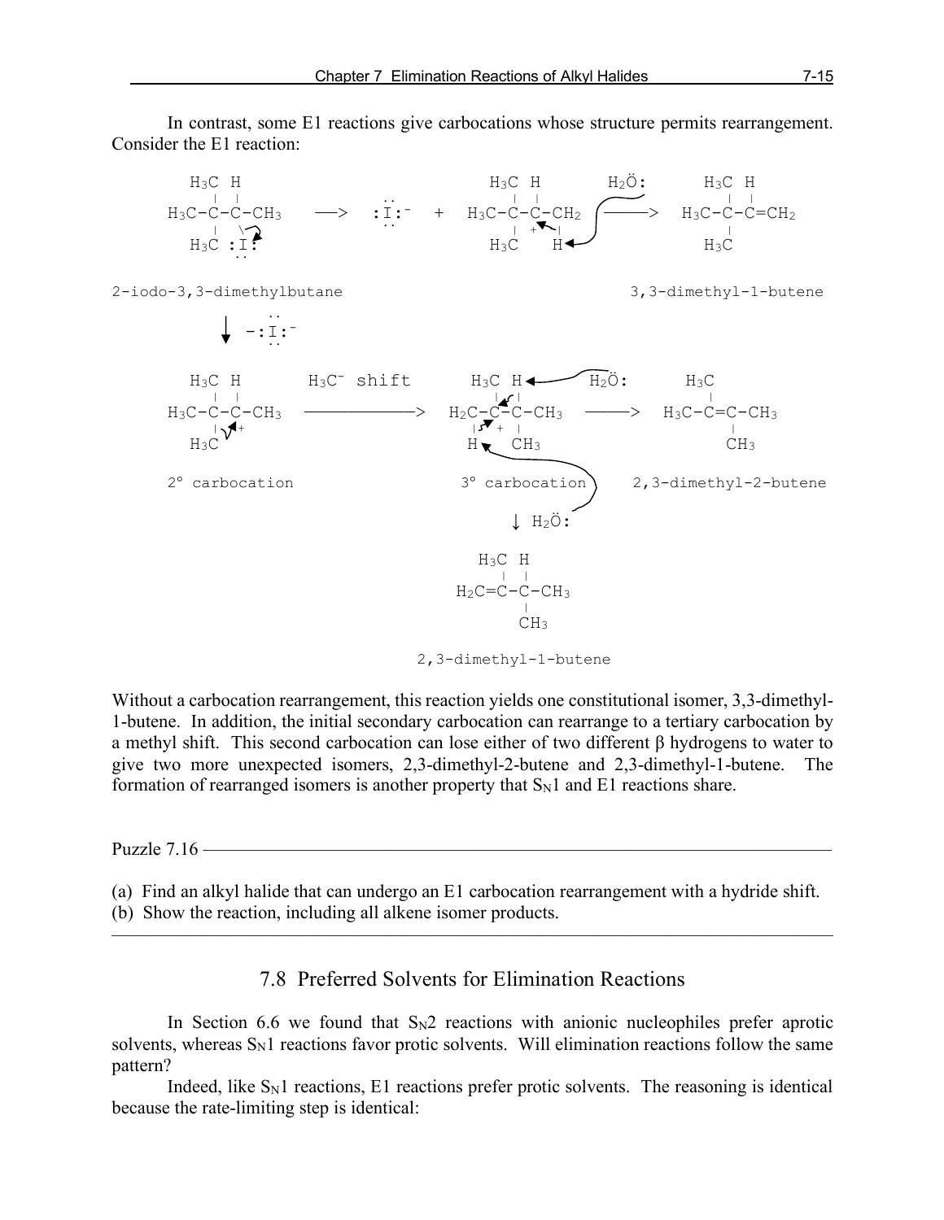In contrast, some E1 reactions give carbocations whose structure permits rearrangement. Consider the E1 reaction:

```
    H3C H                              H3C H        H2Ö:       H3C H
     |  |              ..               |  |                    |  |
H3C-C-C-CH3    —>    :I:-    +    H3C-C-C-CH2    ———>    H3C-C-C=CH2
     |  \              ..               | + |                   |
    H3C :I:                            H3C   H                 H3C
         ..

2-iodo-3,3-dimethylbutane                               3,3-dimethyl-1-butene

         |    ..
         ↓  -:I:-
              ..

    H3C H       H3C- shift       H3C H          H2Ö:       H3C
     |  |                         |  |                      |
H3C-C-C-CH3    ——————————>    H2C-C-C-CH3     ———>    H3C-C=C-CH3
     |  +                       |  + |                        |
    H3C                         H    CH3                      CH3

 2° carbocation                3° carbocation           2,3-dimethyl-2-butene

                                     ↓ H2Ö:

                                  H3C H
                                   |  |
                               H2C=C-C-CH3
                                      |
                                      CH3

                              2,3-dimethyl-1-butene
```

Without a carbocation rearrangement, this reaction yields one constitutional isomer, 3,3-dimethyl-1-butene. In addition, the initial secondary carbocation can rearrange to a tertiary carbocation by a methyl shift. This second carbocation can lose either of two different β hydrogens to water to give two more unexpected isomers, 2,3-dimethyl-2-butene and 2,3-dimethyl-1-butene. The formation of rearranged isomers is another property that $S_N1$ and E1 reactions share.

---

Puzzle 7.16

(a) Find an alkyl halide that can undergo an E1 carbocation rearrangement with a hydride shift.
(b) Show the reaction, including all alkene isomer products.

---

## 7.8 Preferred Solvents for Elimination Reactions

In Section 6.6 we found that $S_N2$ reactions with anionic nucleophiles prefer aprotic solvents, whereas $S_N1$ reactions favor protic solvents. Will elimination reactions follow the same pattern?

Indeed, like $S_N1$ reactions, E1 reactions prefer protic solvents. The reasoning is identical because the rate-limiting step is identical: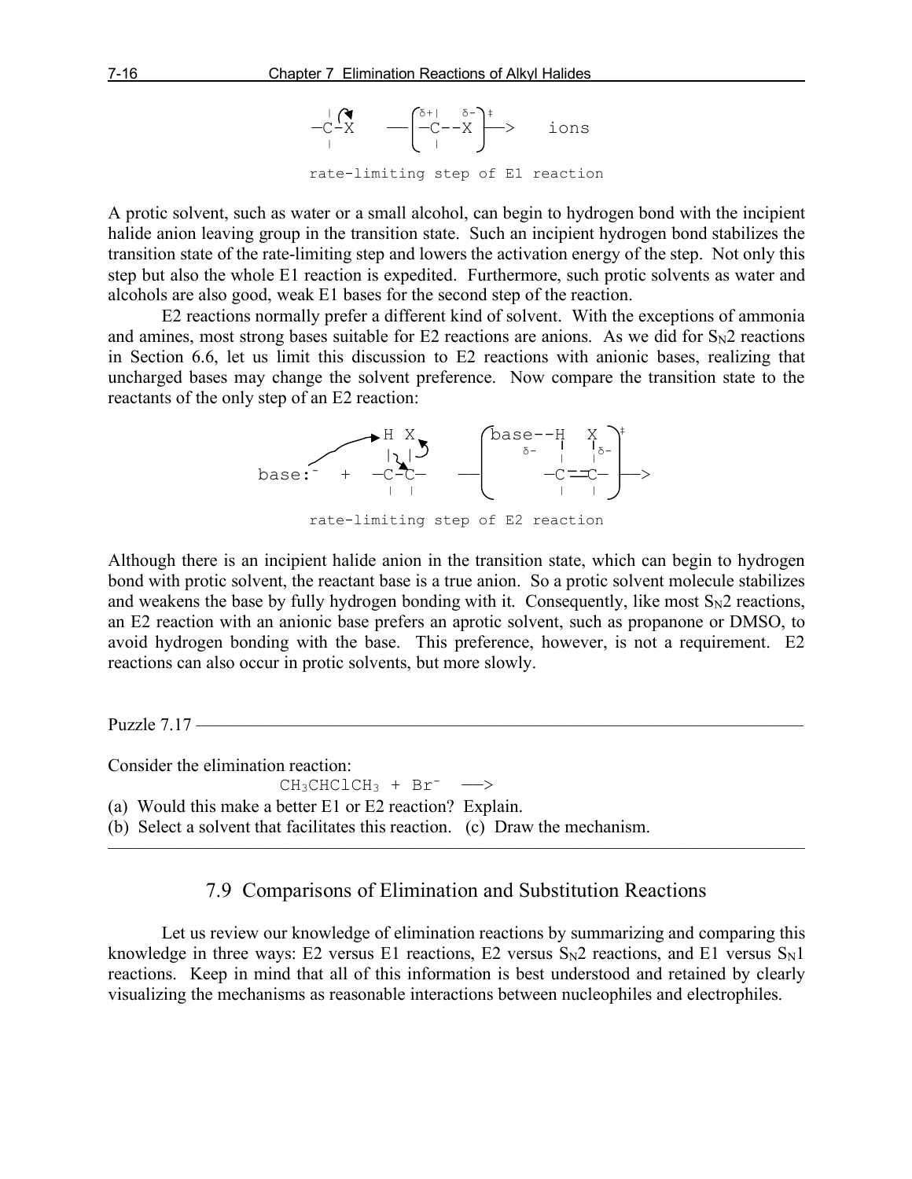```
  |  ↷         ⎛δ+|    δ-⎞‡
 —C-X    ——⎜—C--X  ⎟——>    ions
  |            ⎝  |       ⎠
```

rate-limiting step of E1 reaction

A protic solvent, such as water or a small alcohol, can begin to hydrogen bond with the incipient halide anion leaving group in the transition state. Such an incipient hydrogen bond stabilizes the transition state of the rate-limiting step and lowers the activation energy of the step. Not only this step but also the whole E1 reaction is expedited. Furthermore, such protic solvents as water and alcohols are also good, weak E1 bases for the second step of the reaction.

E2 reactions normally prefer a different kind of solvent. With the exceptions of ammonia and amines, most strong bases suitable for E2 reactions are anions. As we did for $S_N2$ reactions in Section 6.6, let us limit this discussion to E2 reactions with anionic bases, realizing that uncharged bases may change the solvent preference. Now compare the transition state to the reactants of the only step of an E2 reaction:

```
                 H X        ⎛base--H   X ⎞‡
                 | |        ⎜   δ-  |   |δ-⎟
base:⁻   +    —C-C—    ——⎜      —C==C— ⎟——>
                 | |        ⎝       |   |  ⎠
```

rate-limiting step of E2 reaction

Although there is an incipient halide anion in the transition state, which can begin to hydrogen bond with protic solvent, the reactant base is a true anion. So a protic solvent molecule stabilizes and weakens the base by fully hydrogen bonding with it. Consequently, like most $S_N2$ reactions, an E2 reaction with an anionic base prefers an aprotic solvent, such as propanone or DMSO, to avoid hydrogen bonding with the base. This preference, however, is not a requirement. E2 reactions can also occur in protic solvents, but more slowly.

---

Puzzle 7.17

Consider the elimination reaction:

$$CH_3CHClCH_3 + Br^- \longrightarrow$$

(a) Would this make a better E1 or E2 reaction? Explain.
(b) Select a solvent that facilitates this reaction. (c) Draw the mechanism.

---

## 7.9 Comparisons of Elimination and Substitution Reactions

Let us review our knowledge of elimination reactions by summarizing and comparing this knowledge in three ways: E2 versus E1 reactions, E2 versus $S_N2$ reactions, and E1 versus $S_N1$ reactions. Keep in mind that all of this information is best understood and retained by clearly visualizing the mechanisms as reasonable interactions between nucleophiles and electrophiles.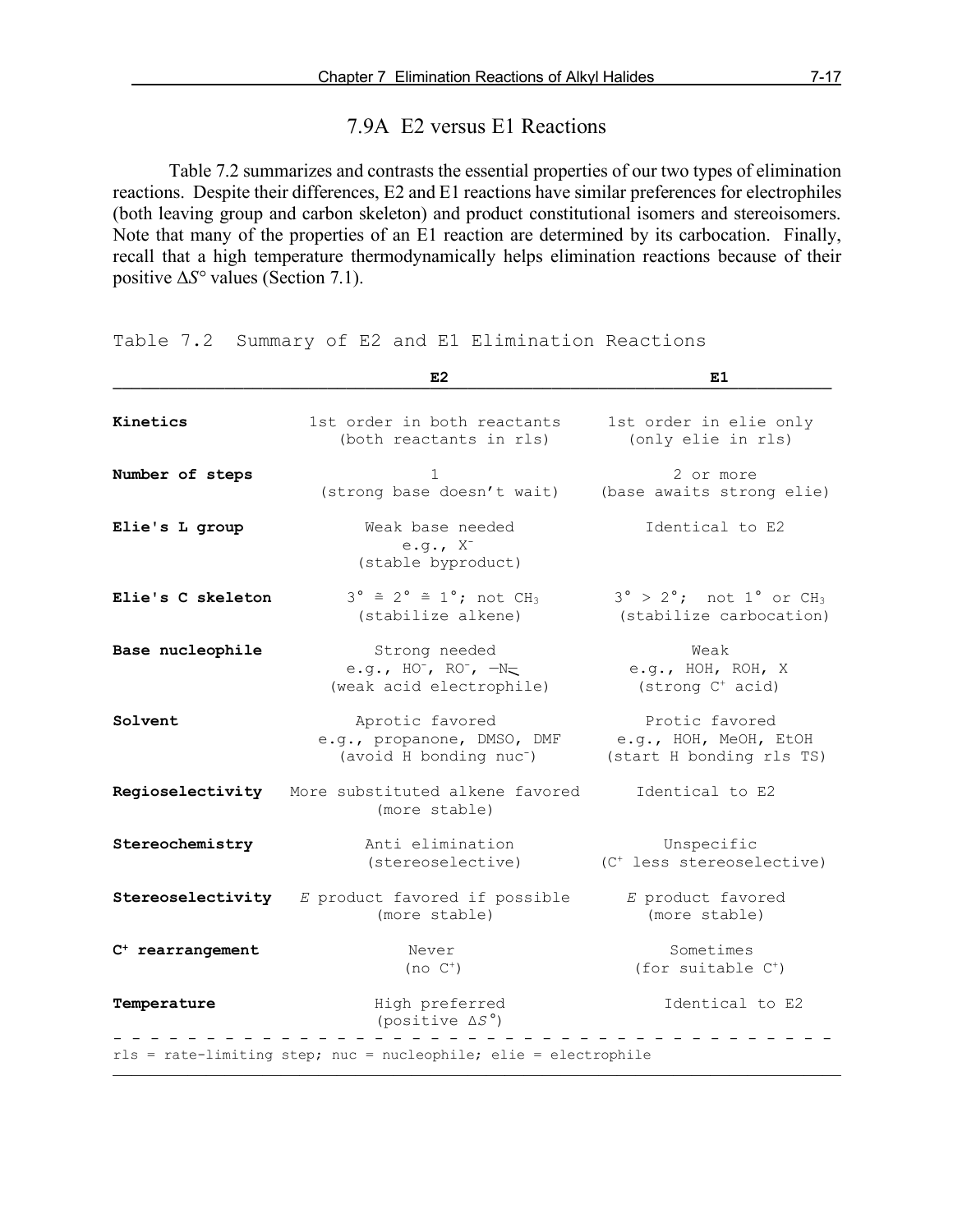## 7.9A E2 versus E1 Reactions

Table 7.2 summarizes and contrasts the essential properties of our two types of elimination reactions. Despite their differences, E2 and E1 reactions have similar preferences for electrophiles (both leaving group and carbon skeleton) and product constitutional isomers and stereoisomers. Note that many of the properties of an E1 reaction are determined by its carbocation. Finally, recall that a high temperature thermodynamically helps elimination reactions because of their positive $\Delta S°$ values (Section 7.1).

Table 7.2 Summary of E2 and E1 Elimination Reactions

| | **E2** | **E1** |
|---|---|---|
| **Kinetics** | 1st order in both reactants (both reactants in rls) | 1st order in elie only (only elie in rls) |
| **Number of steps** | 1 (strong base doesn't wait) | 2 or more (base awaits strong elie) |
| **Elie's L group** | Weak base needed e.g., $X^-$ (stable byproduct) | Identical to E2 |
| **Elie's C skeleton** | 3° ≅ 2° ≅ 1°; not $CH_3$ (stabilize alkene) | 3° > 2°; not 1° or $CH_3$ (stabilize carbocation) |
| **Base nucleophile** | Strong needed e.g., $HO^-$, $RO^-$, —N̈ (weak acid electrophile) | Weak e.g., HOH, ROH, X (strong $C^+$ acid) |
| **Solvent** | Aprotic favored e.g., propanone, DMSO, DMF (avoid H bonding nuc$^-$) | Protic favored e.g., HOH, MeOH, EtOH (start H bonding rls TS) |
| **Regioselectivity** | More substituted alkene favored (more stable) | Identical to E2 |
| **Stereochemistry** | Anti elimination (stereoselective) | Unspecific ($C^+$ less stereoselective) |
| **Stereoselectivity** | *E* product favored if possible (more stable) | *E* product favored (more stable) |
| **$C^+$ rearrangement** | Never (no $C^+$) | Sometimes (for suitable $C^+$) |
| **Temperature** | High preferred (positive $\Delta S°$) | Identical to E2 |

rls = rate-limiting step; nuc = nucleophile; elie = electrophile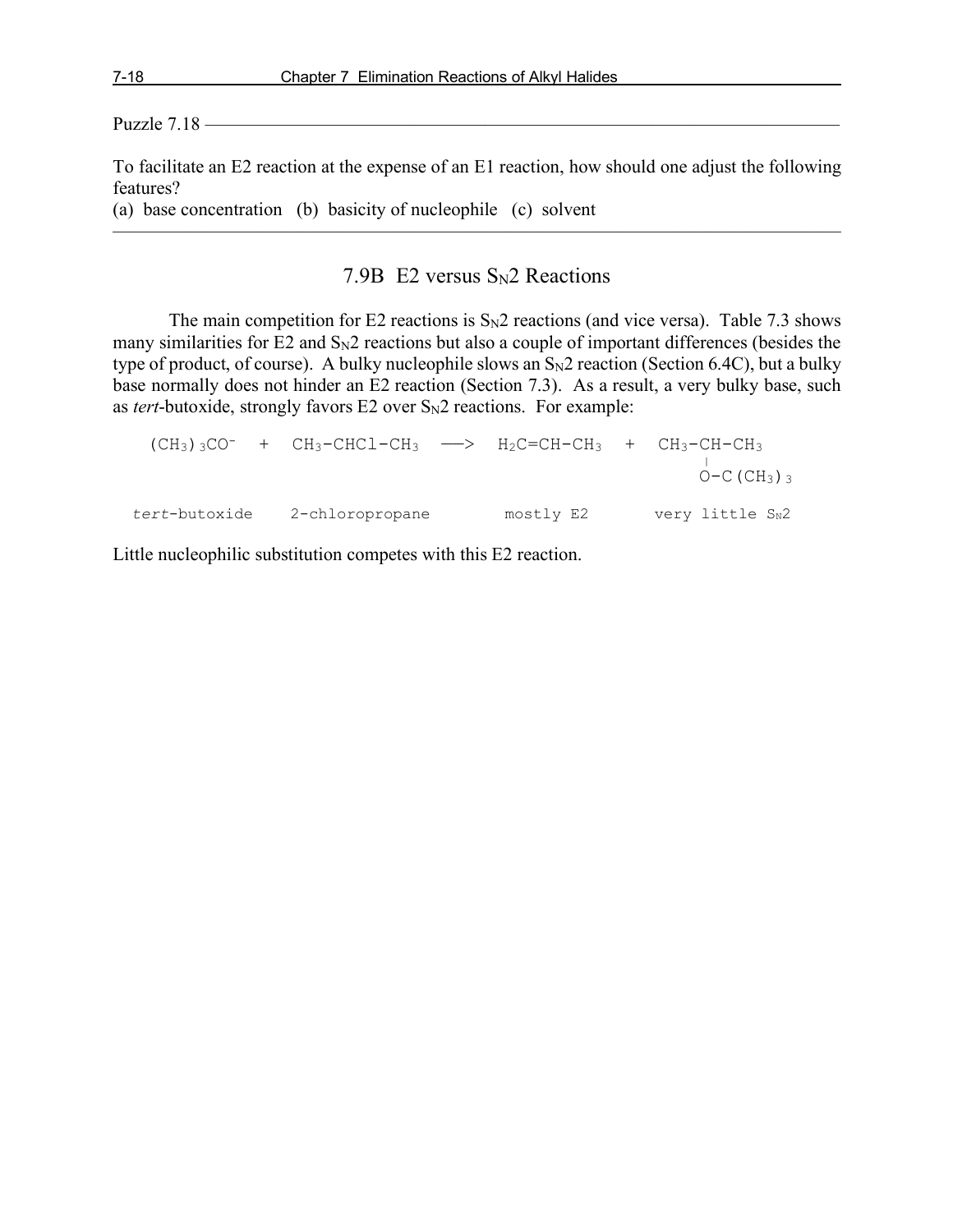Puzzle 7.18

To facilitate an E2 reaction at the expense of an E1 reaction, how should one adjust the following features?
(a) base concentration (b) basicity of nucleophile (c) solvent

## 7.9B E2 versus $S_N2$ Reactions

The main competition for E2 reactions is $S_N2$ reactions (and vice versa). Table 7.3 shows many similarities for E2 and $S_N2$ reactions but also a couple of important differences (besides the type of product, of course). A bulky nucleophile slows an $S_N2$ reaction (Section 6.4C), but a bulky base normally does not hinder an E2 reaction (Section 7.3). As a result, a very bulky base, such as *tert*-butoxide, strongly favors E2 over $S_N2$ reactions. For example:

$$(CH_3)_3CO^- + CH_3\text{-}CHCl\text{-}CH_3 \longrightarrow H_2C\text{=}CH\text{-}CH_3 + CH_3\text{-}CH(O\text{-}C(CH_3)_3)\text{-}CH_3$$

| *tert*-butoxide | 2-chloropropane | mostly E2 | very little $S_N2$ |
| --- | --- | --- | --- |

Little nucleophilic substitution competes with this E2 reaction.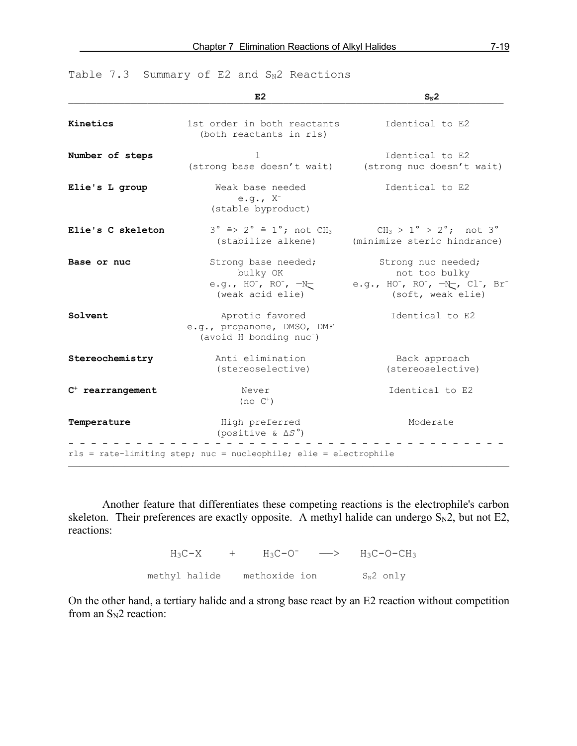Table 7.3 Summary of E2 and $S_N2$ Reactions

| | E2 | $S_N2$ |
|---|---|---|
| **Kinetics** | 1st order in both reactants (both reactants in rls) | Identical to E2 |
| **Number of steps** | 1 (strong base doesn't wait) | Identical to E2 (strong nuc doesn't wait) |
| **Elie's L group** | Weak base needed e.g., $X^-$ (stable byproduct) | Identical to E2 |
| **Elie's C skeleton** | $3° \geq> 2° \geq 1°$; not $CH_3$ (stabilize alkene) | $CH_3 > 1° > 2°$; not $3°$ (minimize steric hindrance) |
| **Base or nuc** | Strong base needed; bulky OK e.g., $HO^-$, $RO^-$, $-\bar{N}-$ (weak acid elie) | Strong nuc needed; not too bulky e.g., $HO^-$, $RO^-$, $-\bar{N}-$, $Cl^-$, $Br^-$ (soft, weak elie) |
| **Solvent** | Aprotic favored e.g., propanone, DMSO, DMF (avoid H bonding $nuc^-$) | Identical to E2 |
| **Stereochemistry** | Anti elimination (stereoselective) | Back approach (stereoselective) |
| **$C^+$ rearrangement** | Never (no $C^+$) | Identical to E2 |
| **Temperature** | High preferred (positive & $\Delta S°$) | Moderate |

rls = rate-limiting step; nuc = nucleophile; elie = electrophile

Another feature that differentiates these competing reactions is the electrophile's carbon skeleton. Their preferences are exactly opposite. A methyl halide can undergo $S_N2$, but not E2, reactions:

$$H_3C{-}X \quad + \quad H_3C{-}O^- \longrightarrow H_3C{-}O{-}CH_3$$

methyl halide &nbsp;&nbsp;&nbsp; methoxide ion &nbsp;&nbsp;&nbsp; $S_N2$ only

On the other hand, a tertiary halide and a strong base react by an E2 reaction without competition from an $S_N2$ reaction: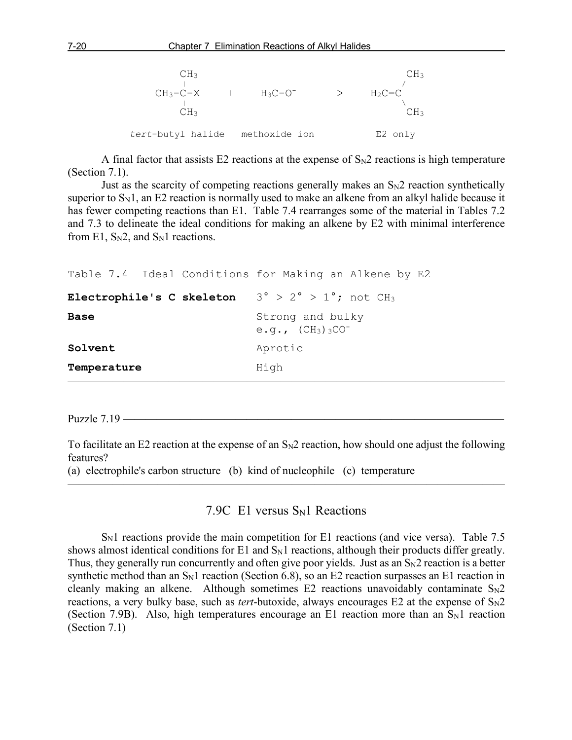```
         CH3                                          CH3
         |                                           /
    CH3-C-X      +      H3C-O⁻      —>      H2C=C
         |                                           \
         CH3                                          CH3

  tert-butyl halide   methoxide ion            E2 only
```

A final factor that assists E2 reactions at the expense of $S_N2$ reactions is high temperature (Section 7.1).

Just as the scarcity of competing reactions generally makes an $S_N2$ reaction synthetically superior to $S_N1$, an E2 reaction is normally used to make an alkene from an alkyl halide because it has fewer competing reactions than E1. Table 7.4 rearranges some of the material in Tables 7.2 and 7.3 to delineate the ideal conditions for making an alkene by E2 with minimal interference from E1, $S_N2$, and $S_N1$ reactions.

Table 7.4 Ideal Conditions for Making an Alkene by E2

| | |
|---|---|
| **Electrophile's C skeleton** | 3° > 2° > 1°; not $CH_3$ |
| **Base** | Strong and bulky e.g., $(CH_3)_3CO^-$ |
| **Solvent** | Aprotic |
| **Temperature** | High |

Puzzle 7.19

To facilitate an E2 reaction at the expense of an $S_N2$ reaction, how should one adjust the following features?
(a) electrophile's carbon structure (b) kind of nucleophile (c) temperature

## 7.9C E1 versus $S_N1$ Reactions

$S_N1$ reactions provide the main competition for E1 reactions (and vice versa). Table 7.5 shows almost identical conditions for E1 and $S_N1$ reactions, although their products differ greatly. Thus, they generally run concurrently and often give poor yields. Just as an $S_N2$ reaction is a better synthetic method than an $S_N1$ reaction (Section 6.8), so an E2 reaction surpasses an E1 reaction in cleanly making an alkene. Although sometimes E2 reactions unavoidably contaminate $S_N2$ reactions, a very bulky base, such as *tert*-butoxide, always encourages E2 at the expense of $S_N2$ (Section 7.9B). Also, high temperatures encourage an E1 reaction more than an $S_N1$ reaction (Section 7.1)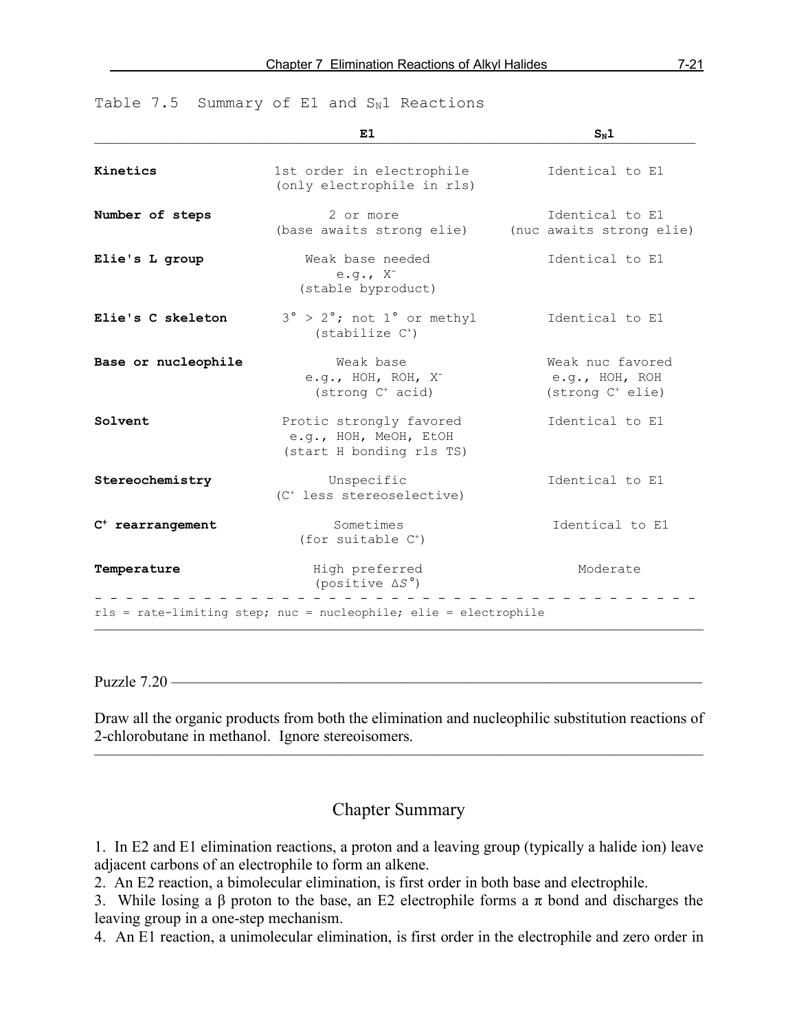Table 7.5 Summary of E1 and $S_N1$ Reactions

| | E1 | $S_N1$ |
|---|---|---|
| **Kinetics** | 1st order in electrophile (only electrophile in rls) | Identical to E1 |
| **Number of steps** | 2 or more (base awaits strong elie) | Identical to E1 (nuc awaits strong elie) |
| **Elie's L group** | Weak base needed e.g., $X^-$ (stable byproduct) | Identical to E1 |
| **Elie's C skeleton** | 3° > 2°; not 1° or methyl (stabilize $C^+$) | Identical to E1 |
| **Base or nucleophile** | Weak base e.g., HOH, ROH, $X^-$ (strong $C^+$ acid) | Weak nuc favored e.g., HOH, ROH (strong $C^+$ elie) |
| **Solvent** | Protic strongly favored e.g., HOH, MeOH, EtOH (start H bonding rls TS) | Identical to E1 |
| **Stereochemistry** | Unspecific ($C^+$ less stereoselective) | Identical to E1 |
| **$C^+$ rearrangement** | Sometimes (for suitable $C^+$) | Identical to E1 |
| **Temperature** | High preferred (positive $\Delta S°$) | Moderate |

rls = rate-limiting step; nuc = nucleophile; elie = electrophile

Puzzle 7.20

Draw all the organic products from both the elimination and nucleophilic substitution reactions of 2-chlorobutane in methanol. Ignore stereoisomers.

## Chapter Summary

1. In E2 and E1 elimination reactions, a proton and a leaving group (typically a halide ion) leave adjacent carbons of an electrophile to form an alkene.
2. An E2 reaction, a bimolecular elimination, is first order in both base and electrophile.
3. While losing a β proton to the base, an E2 electrophile forms a π bond and discharges the leaving group in a one-step mechanism.
4. An E1 reaction, a unimolecular elimination, is first order in the electrophile and zero order in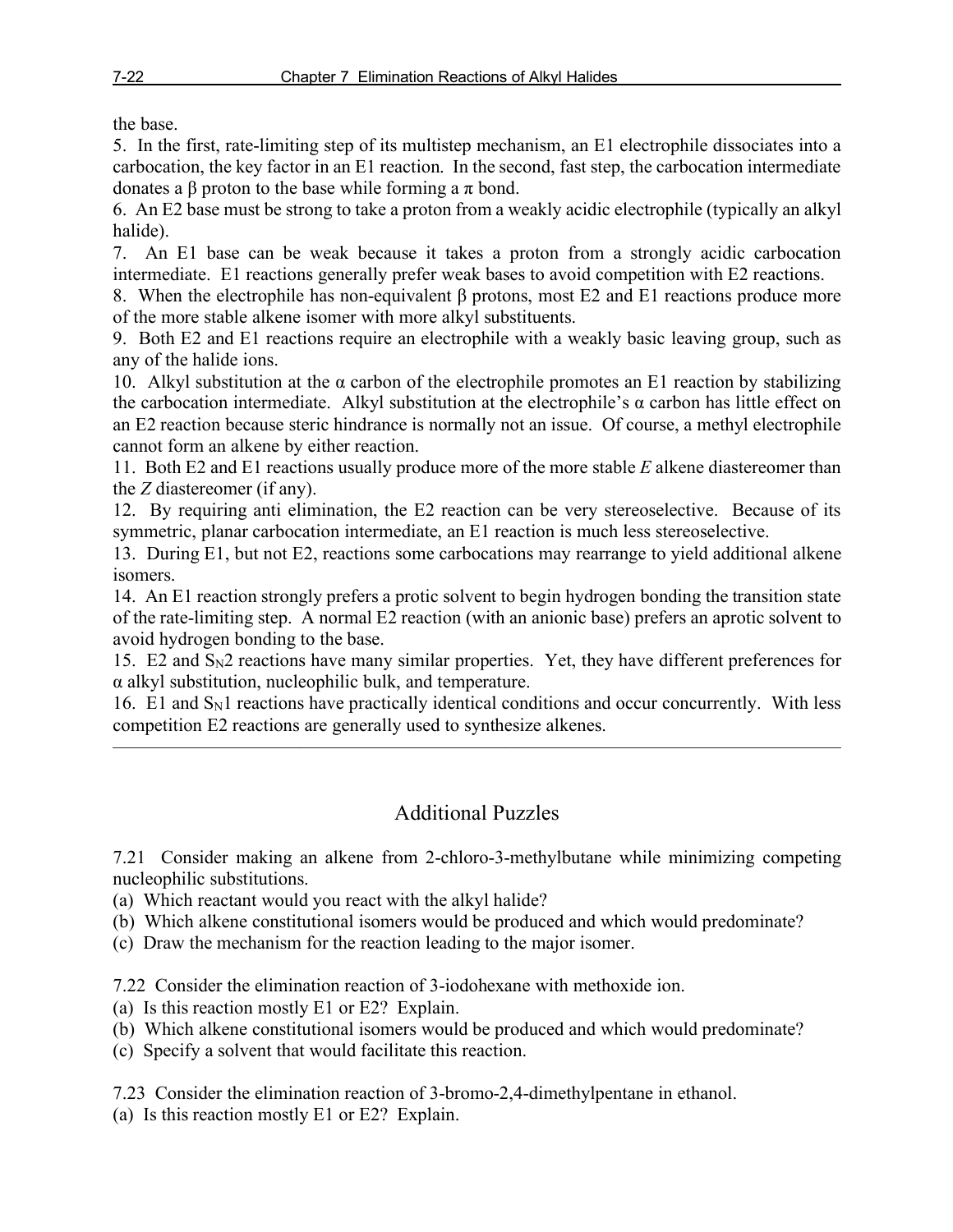the base.

5. In the first, rate-limiting step of its multistep mechanism, an E1 electrophile dissociates into a carbocation, the key factor in an E1 reaction. In the second, fast step, the carbocation intermediate donates a β proton to the base while forming a π bond.

6. An E2 base must be strong to take a proton from a weakly acidic electrophile (typically an alkyl halide).

7. An E1 base can be weak because it takes a proton from a strongly acidic carbocation intermediate. E1 reactions generally prefer weak bases to avoid competition with E2 reactions.

8. When the electrophile has non-equivalent β protons, most E2 and E1 reactions produce more of the more stable alkene isomer with more alkyl substituents.

9. Both E2 and E1 reactions require an electrophile with a weakly basic leaving group, such as any of the halide ions.

10. Alkyl substitution at the α carbon of the electrophile promotes an E1 reaction by stabilizing the carbocation intermediate. Alkyl substitution at the electrophile's α carbon has little effect on an E2 reaction because steric hindrance is normally not an issue. Of course, a methyl electrophile cannot form an alkene by either reaction.

11. Both E2 and E1 reactions usually produce more of the more stable *E* alkene diastereomer than the *Z* diastereomer (if any).

12. By requiring anti elimination, the E2 reaction can be very stereoselective. Because of its symmetric, planar carbocation intermediate, an E1 reaction is much less stereoselective.

13. During E1, but not E2, reactions some carbocations may rearrange to yield additional alkene isomers.

14. An E1 reaction strongly prefers a protic solvent to begin hydrogen bonding the transition state of the rate-limiting step. A normal E2 reaction (with an anionic base) prefers an aprotic solvent to avoid hydrogen bonding to the base.

15. E2 and $S_N2$ reactions have many similar properties. Yet, they have different preferences for α alkyl substitution, nucleophilic bulk, and temperature.

16. E1 and $S_N1$ reactions have practically identical conditions and occur concurrently. With less competition E2 reactions are generally used to synthesize alkenes.

---

## Additional Puzzles

7.21 Consider making an alkene from 2-chloro-3-methylbutane while minimizing competing nucleophilic substitutions.

(a) Which reactant would you react with the alkyl halide?

(b) Which alkene constitutional isomers would be produced and which would predominate?

(c) Draw the mechanism for the reaction leading to the major isomer.

7.22 Consider the elimination reaction of 3-iodohexane with methoxide ion.

(a) Is this reaction mostly E1 or E2? Explain.

(b) Which alkene constitutional isomers would be produced and which would predominate?

(c) Specify a solvent that would facilitate this reaction.

7.23 Consider the elimination reaction of 3-bromo-2,4-dimethylpentane in ethanol.

(a) Is this reaction mostly E1 or E2? Explain.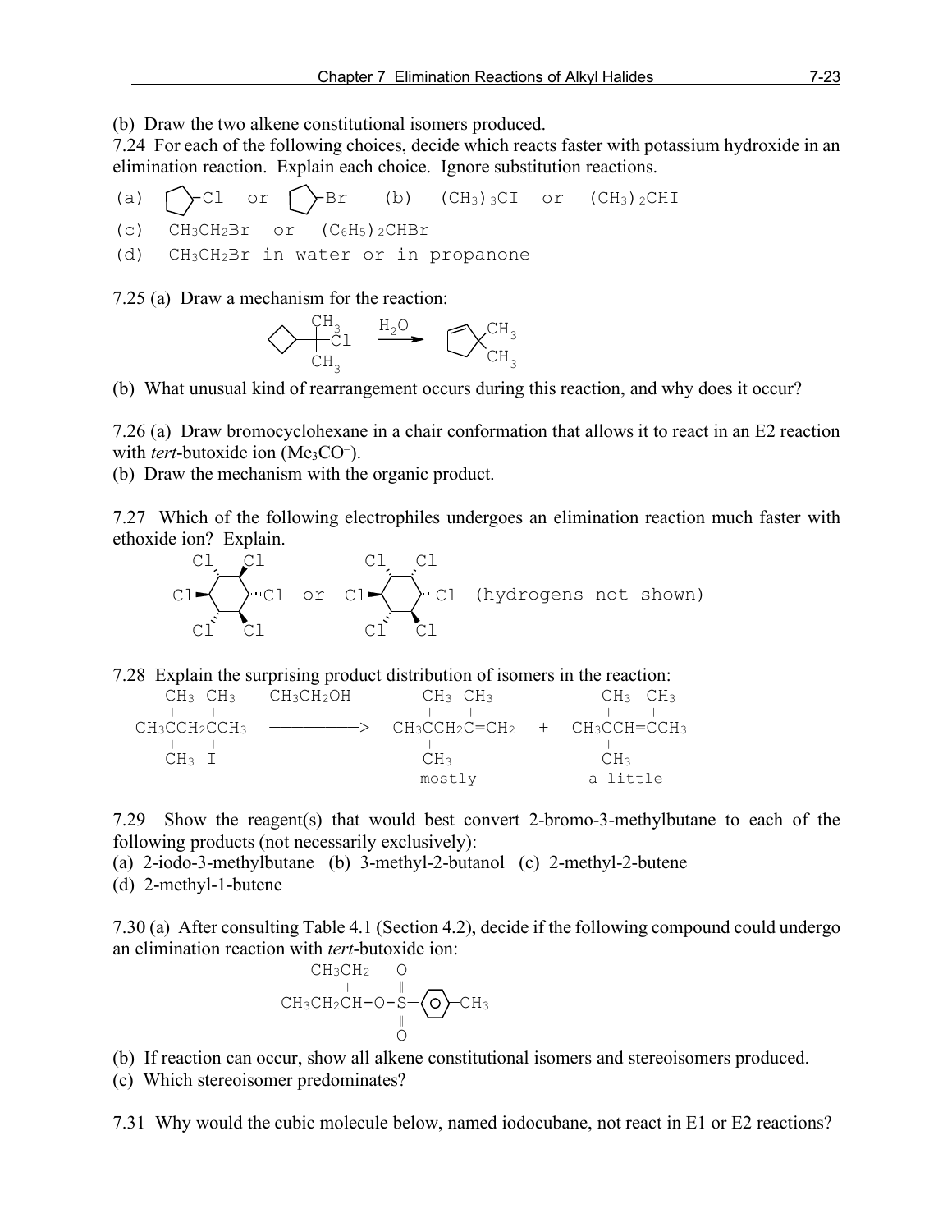(b) Draw the two alkene constitutional isomers produced.

7.24 For each of the following choices, decide which reacts faster with potassium hydroxide in an elimination reaction. Explain each choice. Ignore substitution reactions.

(a) cyclopentyl–Cl or cyclopentyl–Br (b) $(CH_3)_3CI$ or $(CH_3)_2CHI$

(c) $CH_3CH_2Br$ or $(C_6H_5)_2CHBr$

(d) $CH_3CH_2Br$ in water or in propanone

7.25 (a) Draw a mechanism for the reaction:

cyclobutyl–C(CH$_3$)$_2$Cl $\xrightarrow{H_2O}$ 3,3-dimethylcyclopentene (ring with C=C, $CH_3$, $CH_3$)

(b) What unusual kind of rearrangement occurs during this reaction, and why does it occur?

7.26 (a) Draw bromocyclohexane in a chair conformation that allows it to react in an E2 reaction with *tert*-butoxide ion ($Me_3CO^-$).

(b) Draw the mechanism with the organic product.

7.27 Which of the following electrophiles undergoes an elimination reaction much faster with ethoxide ion? Explain.

Hexachlorocyclohexane (stereoisomer 1) or hexachlorocyclohexane (stereoisomer 2) (hydrogens not shown)

7.28 Explain the surprising product distribution of isomers in the reaction:

$$(CH_3)_3CCH_2C(CH_3)_2I \xrightarrow{CH_3CH_2OH} \underset{\text{mostly}}{(CH_3)_3CCH_2C(CH_3)=CH_2} + \underset{\text{a little}}{(CH_3)_3CCH=C(CH_3)_2}$$

7.29 Show the reagent(s) that would best convert 2-bromo-3-methylbutane to each of the following products (not necessarily exclusively):

(a) 2-iodo-3-methylbutane (b) 3-methyl-2-butanol (c) 2-methyl-2-butene

(d) 2-methyl-1-butene

7.30 (a) After consulting Table 4.1 (Section 4.2), decide if the following compound could undergo an elimination reaction with *tert*-butoxide ion:

$$CH_3CH_2CH(CH_2CH_3)\text{–O–}SO_2\text{–}C_6H_4\text{–}CH_3$$

(b) If reaction can occur, show all alkene constitutional isomers and stereoisomers produced.

(c) Which stereoisomer predominates?

7.31 Why would the cubic molecule below, named iodocubane, not react in E1 or E2 reactions?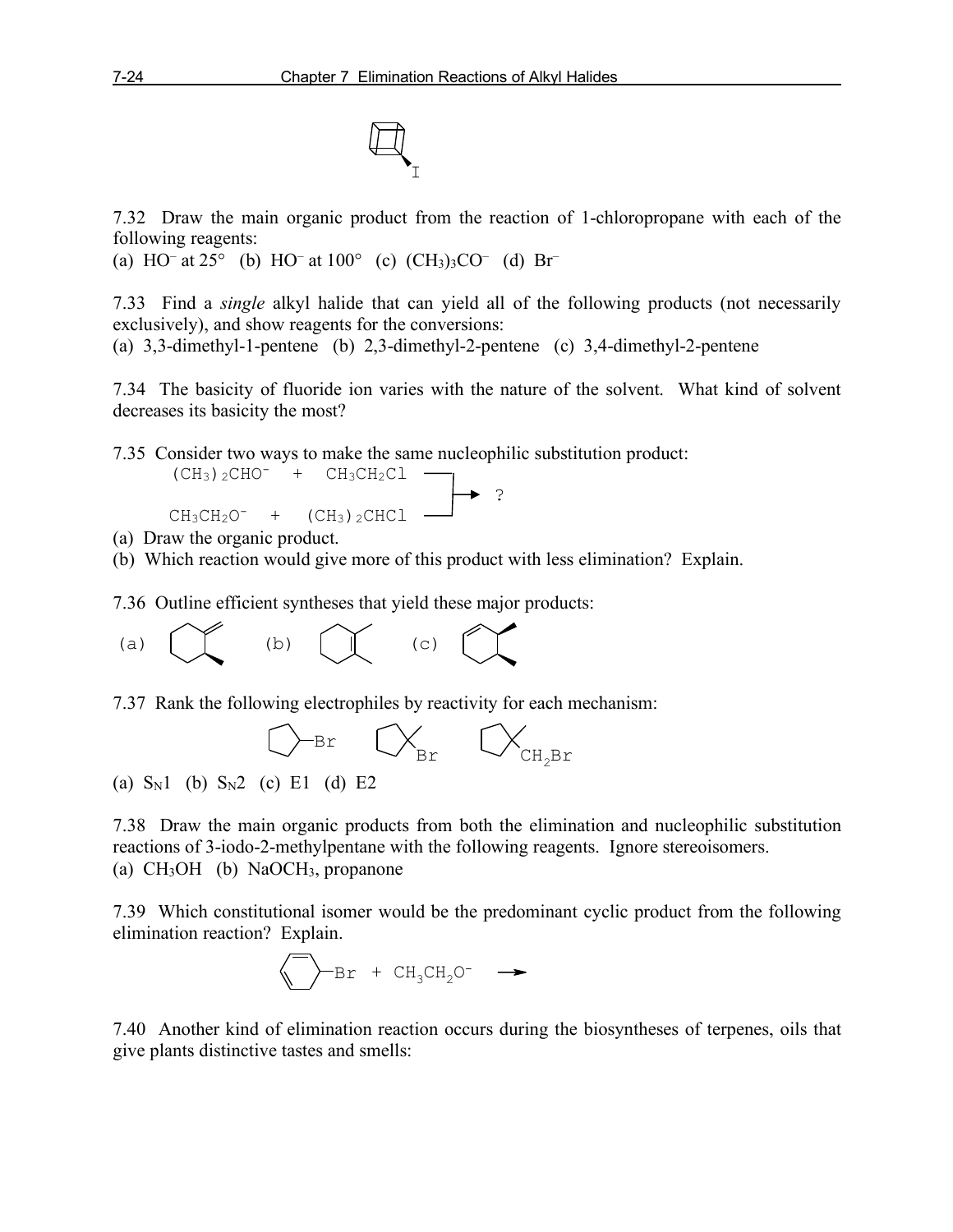7.32 Draw the main organic product from the reaction of 1-chloropropane with each of the following reagents:

(a) $HO^-$ at 25° (b) $HO^-$ at 100° (c) $(CH_3)_3CO^-$ (d) $Br^-$

7.33 Find a *single* alkyl halide that can yield all of the following products (not necessarily exclusively), and show reagents for the conversions:

(a) 3,3-dimethyl-1-pentene (b) 2,3-dimethyl-2-pentene (c) 3,4-dimethyl-2-pentene

7.34 The basicity of fluoride ion varies with the nature of the solvent. What kind of solvent decreases its basicity the most?

7.35 Consider two ways to make the same nucleophilic substitution product:

$$(CH_3)_2CHO^- + CH_3CH_2Cl \rightarrow ?$$

$$CH_3CH_2O^- + (CH_3)_2CHCl \rightarrow ?$$

(a) Draw the organic product.

(b) Which reaction would give more of this product with less elimination? Explain.

7.36 Outline efficient syntheses that yield these major products:

(a) (b) (c)

7.37 Rank the following electrophiles by reactivity for each mechanism:

(a) $S_N1$ (b) $S_N2$ (c) E1 (d) E2

7.38 Draw the main organic products from both the elimination and nucleophilic substitution reactions of 3-iodo-2-methylpentane with the following reagents. Ignore stereoisomers.

(a) $CH_3OH$ (b) $NaOCH_3$, propanone

7.39 Which constitutional isomer would be the predominant cyclic product from the following elimination reaction? Explain.

$$\text{(cyclohexenyl)–Br} + CH_3CH_2O^- \longrightarrow$$

7.40 Another kind of elimination reaction occurs during the biosyntheses of terpenes, oils that give plants distinctive tastes and smells: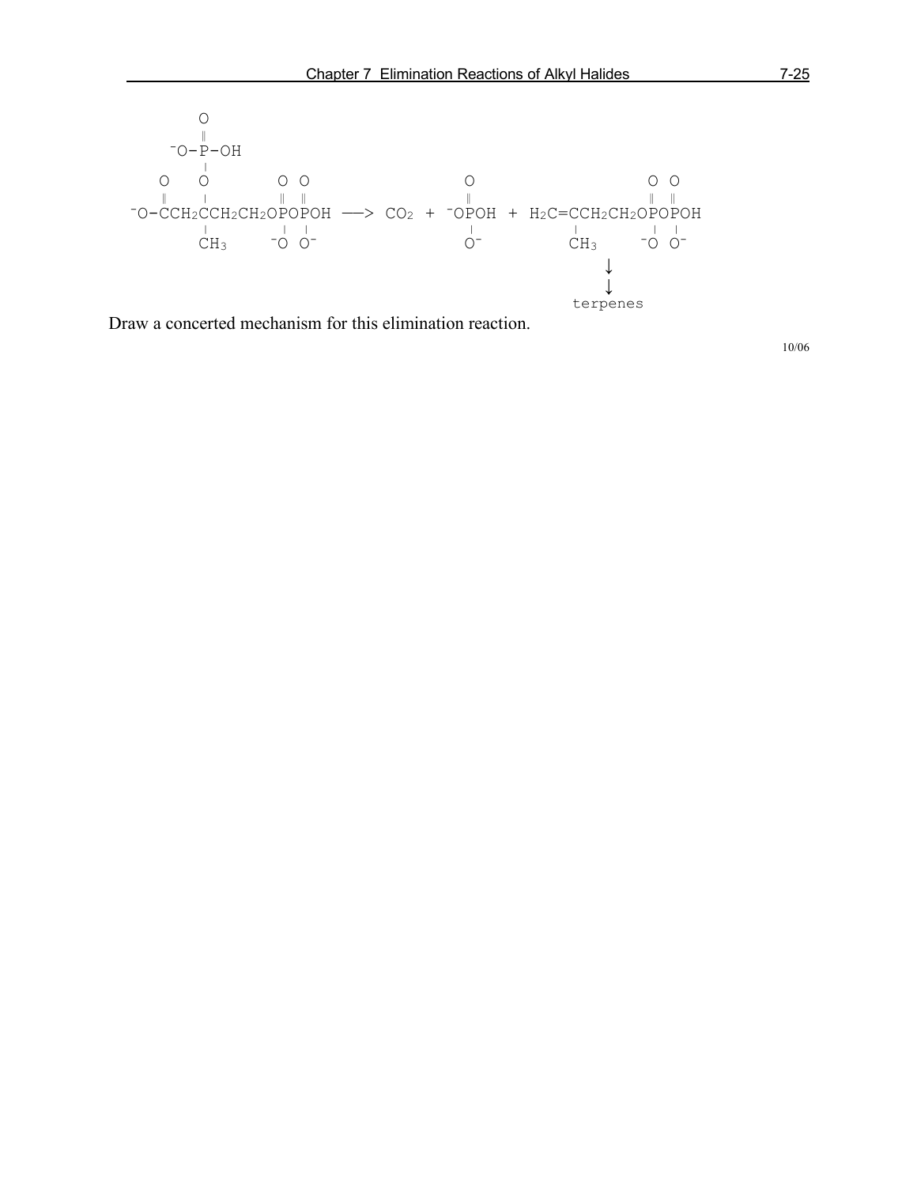```
         O
         ‖
      ⁻O-P-OH
         |
   O     O        O  O                      O                       O  O
   ‖     |        ‖  ‖                      ‖                       ‖  ‖
⁻O-CCH₂CCH₂CH₂OPOPOH  ──>  CO₂  +  ⁻OPOH  +  H₂C=CCH₂CH₂OPOPOH
         |        |  |                      |            |          |  |
        CH₃      ⁻O  O⁻                     O⁻          CH₃        ⁻O  O⁻
                                                          ↓
                                                          ↓
                                                       terpenes
```

Draw a concerted mechanism for this elimination reaction.

10/06